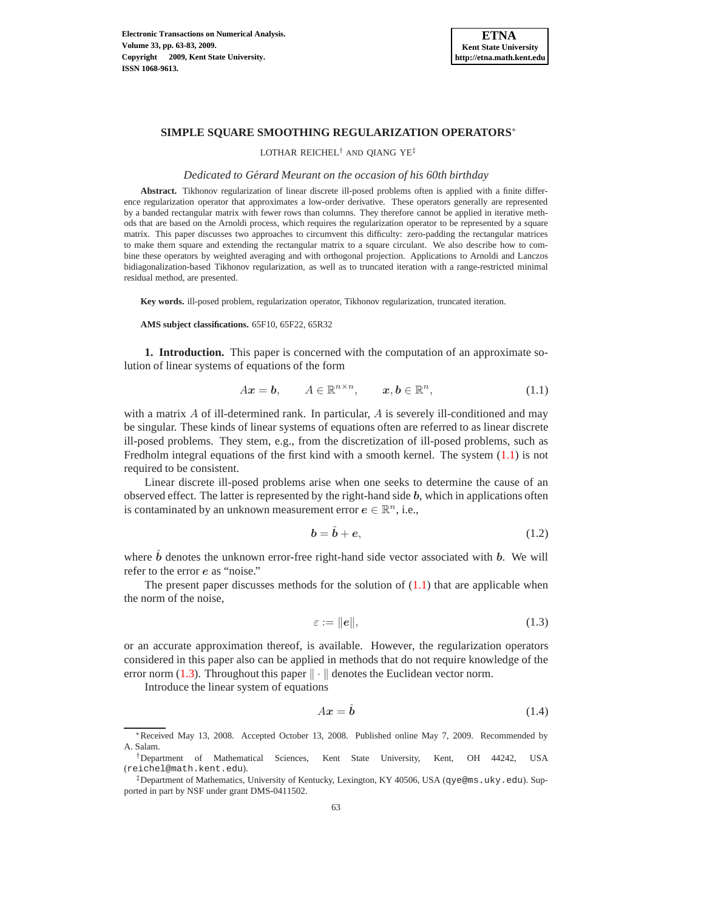# SIMPLE SQUARE SMOOTHING REGULARIZATION OPERATORS*

LOTHAR REICHEL† AND QIANG YE‡

*Dedicated to Gérard Meurant on the occasion of his 60th birthday*

**Abstract.** Tikhonov regularization of linear discrete ill-posed problems often is applied with a finite difference regularization operator that approximates a low-order derivative. These operators generally are represented by a banded rectangular matrix with fewer rows than columns. They therefore cannot be applied in iterative methods that are based on the Arnoldi process, which requires the regularization operator to be represented by a square matrix. This paper discusses two approaches to circumvent this difficulty: zero-padding the rectangular matrices to make them square and extending the rectangular matrix to a square circulant. We also describe how to combine these operators by weighted averaging and with orthogonal projection. Applications to Arnoldi and Lanczos bidiagonalization-based Tikhonov regularization, as well as to truncated iteration with a range-restricted minimal residual method, are presented.

**Key words.** ill-posed problem, regularization operator, Tikhonov regularization, truncated iteration.

**AMS subject classifications.** 65F10, 65F22, 65R32

## 1. Introduction.

This paper is concerned with the computation of an approximate solution of linear systems of equations of the form

$$A\boldsymbol{x} = \boldsymbol{b}, \qquad A \in \mathbb{R}^{n\times n}, \qquad \boldsymbol{x}, \boldsymbol{b} \in \mathbb{R}^n, \tag{1.1}$$

with a matrix $A$ of ill-determined rank. In particular, $A$ is severely ill-conditioned and may be singular. These kinds of linear systems of equations often are referred to as linear discrete ill-posed problems. They stem, e.g., from the discretization of ill-posed problems, such as Fredholm integral equations of the first kind with a smooth kernel. The system (1.1) is not required to be consistent.

Linear discrete ill-posed problems arise when one seeks to determine the cause of an observed effect. The latter is represented by the right-hand side $\boldsymbol{b}$, which in applications often is contaminated by an unknown measurement error $\boldsymbol{e} \in \mathbb{R}^n$, i.e.,

$$\boldsymbol{b} = \hat{\boldsymbol{b}} + \boldsymbol{e}, \tag{1.2}$$

where $\hat{\boldsymbol{b}}$ denotes the unknown error-free right-hand side vector associated with $\boldsymbol{b}$. We will refer to the error $\boldsymbol{e}$ as "noise."

The present paper discusses methods for the solution of (1.1) that are applicable when the norm of the noise,

$$\varepsilon := \|\boldsymbol{e}\|, \tag{1.3}$$

or an accurate approximation thereof, is available. However, the regularization operators considered in this paper also can be applied in methods that do not require knowledge of the error norm (1.3). Throughout this paper $\|\cdot\|$ denotes the Euclidean vector norm.

Introduce the linear system of equations

$$A\boldsymbol{x} = \hat{\boldsymbol{b}} \tag{1.4}$$

---

*Received May 13, 2008. Accepted October 13, 2008. Published online May 7, 2009. Recommended by A. Salam.

†Department of Mathematical Sciences, Kent State University, Kent, OH 44242, USA (reichel@math.kent.edu).

‡Department of Mathematics, University of Kentucky, Lexington, KY 40506, USA (qye@ms.uky.edu). Supported in part by NSF under grant DMS-0411502.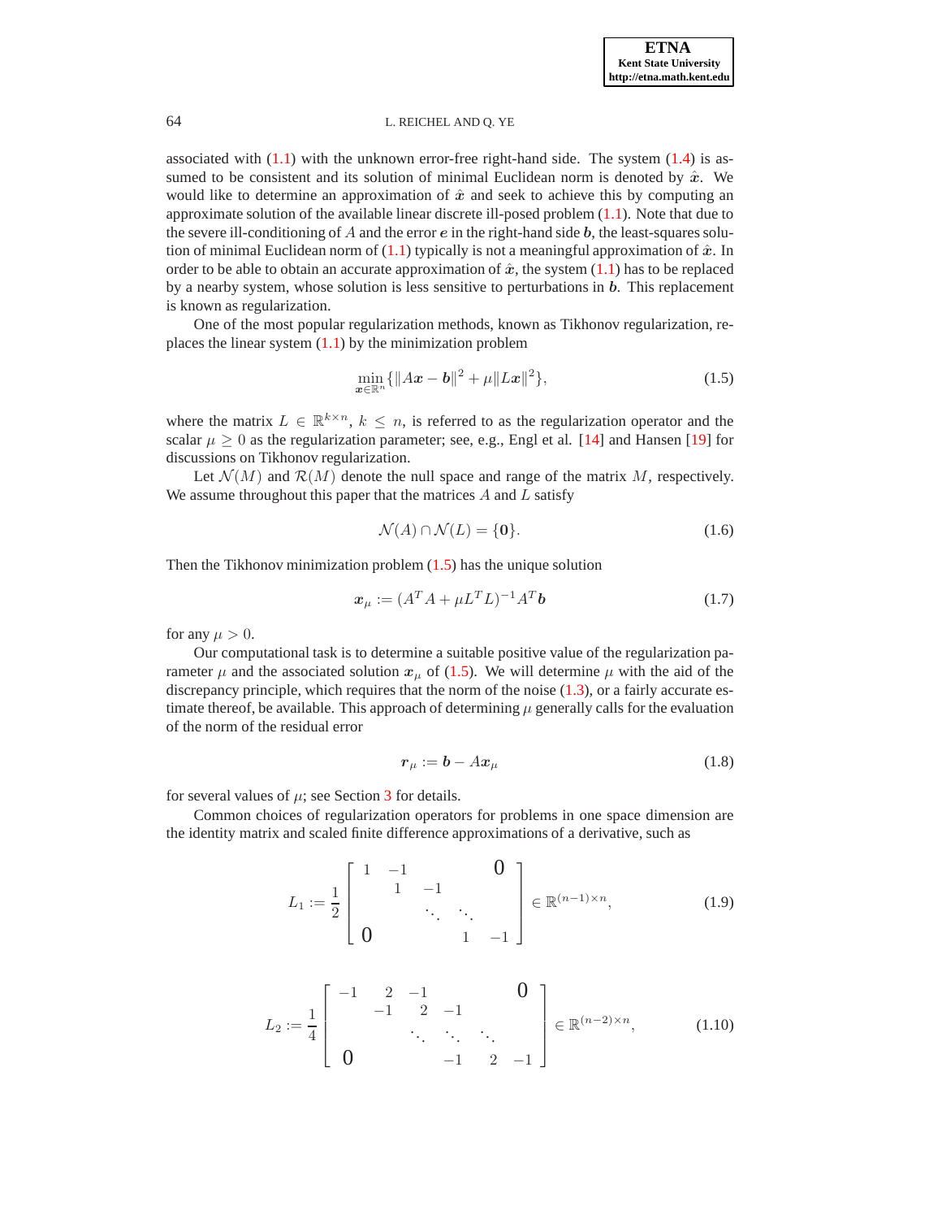associated with (1.1) with the unknown error-free right-hand side. The system (1.4) is assumed to be consistent and its solution of minimal Euclidean norm is denoted by $\hat{\boldsymbol{x}}$. We would like to determine an approximation of $\hat{\boldsymbol{x}}$ and seek to achieve this by computing an approximate solution of the available linear discrete ill-posed problem (1.1). Note that due to the severe ill-conditioning of $A$ and the error $\boldsymbol{e}$ in the right-hand side $\boldsymbol{b}$, the least-squares solution of minimal Euclidean norm of (1.1) typically is not a meaningful approximation of $\hat{\boldsymbol{x}}$. In order to be able to obtain an accurate approximation of $\hat{\boldsymbol{x}}$, the system (1.1) has to be replaced by a nearby system, whose solution is less sensitive to perturbations in $\boldsymbol{b}$. This replacement is known as regularization.

One of the most popular regularization methods, known as Tikhonov regularization, replaces the linear system (1.1) by the minimization problem

$$\min_{\boldsymbol{x}\in\mathbb{R}^n}\{\|A\boldsymbol{x}-\boldsymbol{b}\|^2+\mu\|L\boldsymbol{x}\|^2\}, \tag{1.5}$$

where the matrix $L\in\mathbb{R}^{k\times n}$, $k\le n$, is referred to as the regularization operator and the scalar $\mu\ge 0$ as the regularization parameter; see, e.g., Engl et al. [14] and Hansen [19] for discussions on Tikhonov regularization.

Let $\mathcal{N}(M)$ and $\mathcal{R}(M)$ denote the null space and range of the matrix $M$, respectively. We assume throughout this paper that the matrices $A$ and $L$ satisfy

$$\mathcal{N}(A)\cap\mathcal{N}(L)=\{\boldsymbol{0}\}. \tag{1.6}$$

Then the Tikhonov minimization problem (1.5) has the unique solution

$$\boldsymbol{x}_\mu := (A^TA+\mu L^TL)^{-1}A^T\boldsymbol{b} \tag{1.7}$$

for any $\mu>0$.

Our computational task is to determine a suitable positive value of the regularization parameter $\mu$ and the associated solution $\boldsymbol{x}_\mu$ of (1.5). We will determine $\mu$ with the aid of the discrepancy principle, which requires that the norm of the noise (1.3), or a fairly accurate estimate thereof, be available. This approach of determining $\mu$ generally calls for the evaluation of the norm of the residual error

$$\boldsymbol{r}_\mu := \boldsymbol{b}-A\boldsymbol{x}_\mu \tag{1.8}$$

for several values of $\mu$; see Section 3 for details.

Common choices of regularization operators for problems in one space dimension are the identity matrix and scaled finite difference approximations of a derivative, such as

$$L_1 := \frac{1}{2}\begin{bmatrix} 1 & -1 & & & 0 \\ & 1 & -1 & & \\ & & \ddots & \ddots & \\ 0 & & & 1 & -1 \end{bmatrix}\in\mathbb{R}^{(n-1)\times n}, \tag{1.9}$$

$$L_2 := \frac{1}{4}\begin{bmatrix} -1 & 2 & -1 & & & 0 \\ & -1 & 2 & -1 & & \\ & & \ddots & \ddots & \ddots & \\ 0 & & & -1 & 2 & -1 \end{bmatrix}\in\mathbb{R}^{(n-2)\times n}, \tag{1.10}$$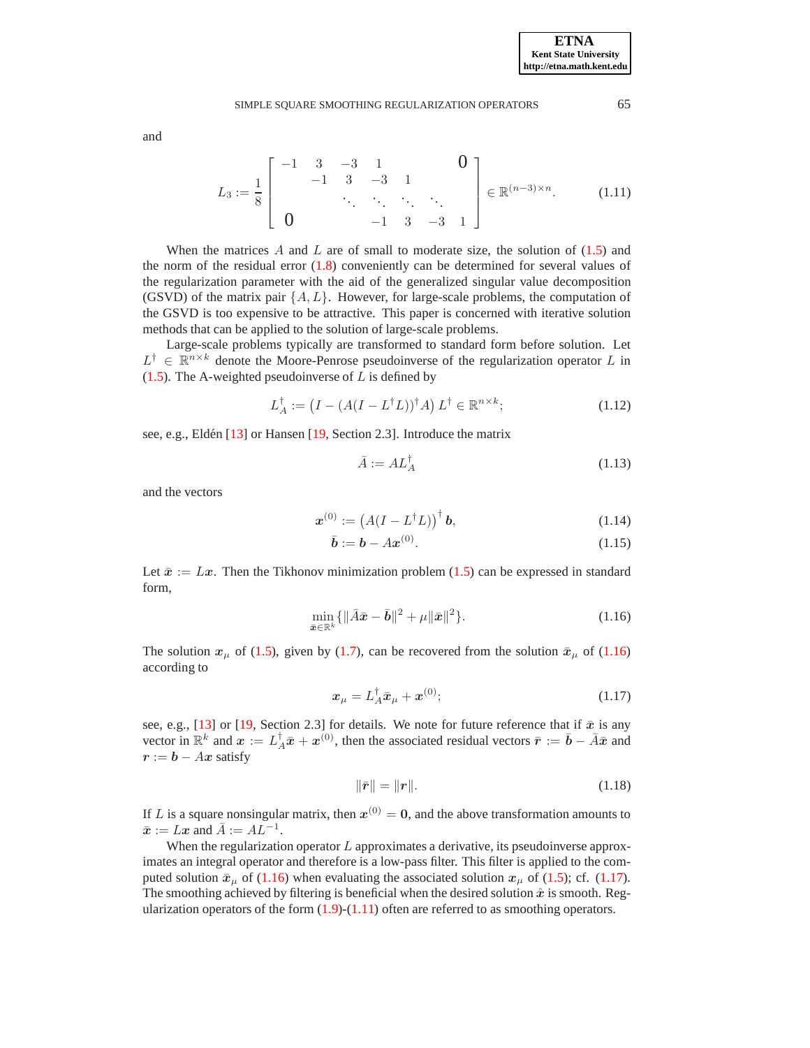and

$$L_3 := \frac{1}{8} \begin{bmatrix} -1 & 3 & -3 & 1 & & & & 0 \\ & -1 & 3 & -3 & 1 & & & \\ & & \ddots & \ddots & \ddots & \ddots & & \\ 0 & & & & -1 & 3 & -3 & 1 \end{bmatrix} \in \mathbb{R}^{(n-3)\times n}. \tag{1.11}$$

When the matrices $A$ and $L$ are of small to moderate size, the solution of (1.5) and the norm of the residual error (1.8) conveniently can be determined for several values of the regularization parameter with the aid of the generalized singular value decomposition (GSVD) of the matrix pair $\{A, L\}$. However, for large-scale problems, the computation of the GSVD is too expensive to be attractive. This paper is concerned with iterative solution methods that can be applied to the solution of large-scale problems.

Large-scale problems typically are transformed to standard form before solution. Let $L^\dagger \in \mathbb{R}^{n\times k}$ denote the Moore-Penrose pseudoinverse of the regularization operator $L$ in (1.5). The A-weighted pseudoinverse of $L$ is defined by

$$L_A^\dagger := \left(I - (A(I - L^\dagger L))^\dagger A\right) L^\dagger \in \mathbb{R}^{n\times k}; \tag{1.12}$$

see, e.g., Eldén [13] or Hansen [19, Section 2.3]. Introduce the matrix

$$\bar{A} := AL_A^\dagger \tag{1.13}$$

and the vectors

$$\boldsymbol{x}^{(0)} := \left(A(I - L^\dagger L)\right)^\dagger \boldsymbol{b}, \tag{1.14}$$

$$\bar{\boldsymbol{b}} := \boldsymbol{b} - A\boldsymbol{x}^{(0)}. \tag{1.15}$$

Let $\bar{\boldsymbol{x}} := L\boldsymbol{x}$. Then the Tikhonov minimization problem (1.5) can be expressed in standard form,

$$\min_{\bar{\boldsymbol{x}}\in\mathbb{R}^k} \{\|\bar{A}\bar{\boldsymbol{x}} - \bar{\boldsymbol{b}}\|^2 + \mu\|\bar{\boldsymbol{x}}\|^2\}. \tag{1.16}$$

The solution $\boldsymbol{x}_\mu$ of (1.5), given by (1.7), can be recovered from the solution $\bar{\boldsymbol{x}}_\mu$ of (1.16) according to

$$\boldsymbol{x}_\mu = L_A^\dagger \bar{\boldsymbol{x}}_\mu + \boldsymbol{x}^{(0)}; \tag{1.17}$$

see, e.g., [13] or [19, Section 2.3] for details. We note for future reference that if $\bar{\boldsymbol{x}}$ is any vector in $\mathbb{R}^k$ and $\boldsymbol{x} := L_A^\dagger \bar{\boldsymbol{x}} + \boldsymbol{x}^{(0)}$, then the associated residual vectors $\bar{\boldsymbol{r}} := \bar{\boldsymbol{b}} - \bar{A}\bar{\boldsymbol{x}}$ and $\boldsymbol{r} := \boldsymbol{b} - A\boldsymbol{x}$ satisfy

$$\|\bar{\boldsymbol{r}}\| = \|\boldsymbol{r}\|. \tag{1.18}$$

If $L$ is a square nonsingular matrix, then $\boldsymbol{x}^{(0)} = \boldsymbol{0}$, and the above transformation amounts to $\bar{\boldsymbol{x}} := L\boldsymbol{x}$ and $\bar{A} := AL^{-1}$.

When the regularization operator $L$ approximates a derivative, its pseudoinverse approximates an integral operator and therefore is a low-pass filter. This filter is applied to the computed solution $\bar{\boldsymbol{x}}_\mu$ of (1.16) when evaluating the associated solution $\boldsymbol{x}_\mu$ of (1.5); cf. (1.17). The smoothing achieved by filtering is beneficial when the desired solution $\hat{\boldsymbol{x}}$ is smooth. Regularization operators of the form (1.9)-(1.11) often are referred to as smoothing operators.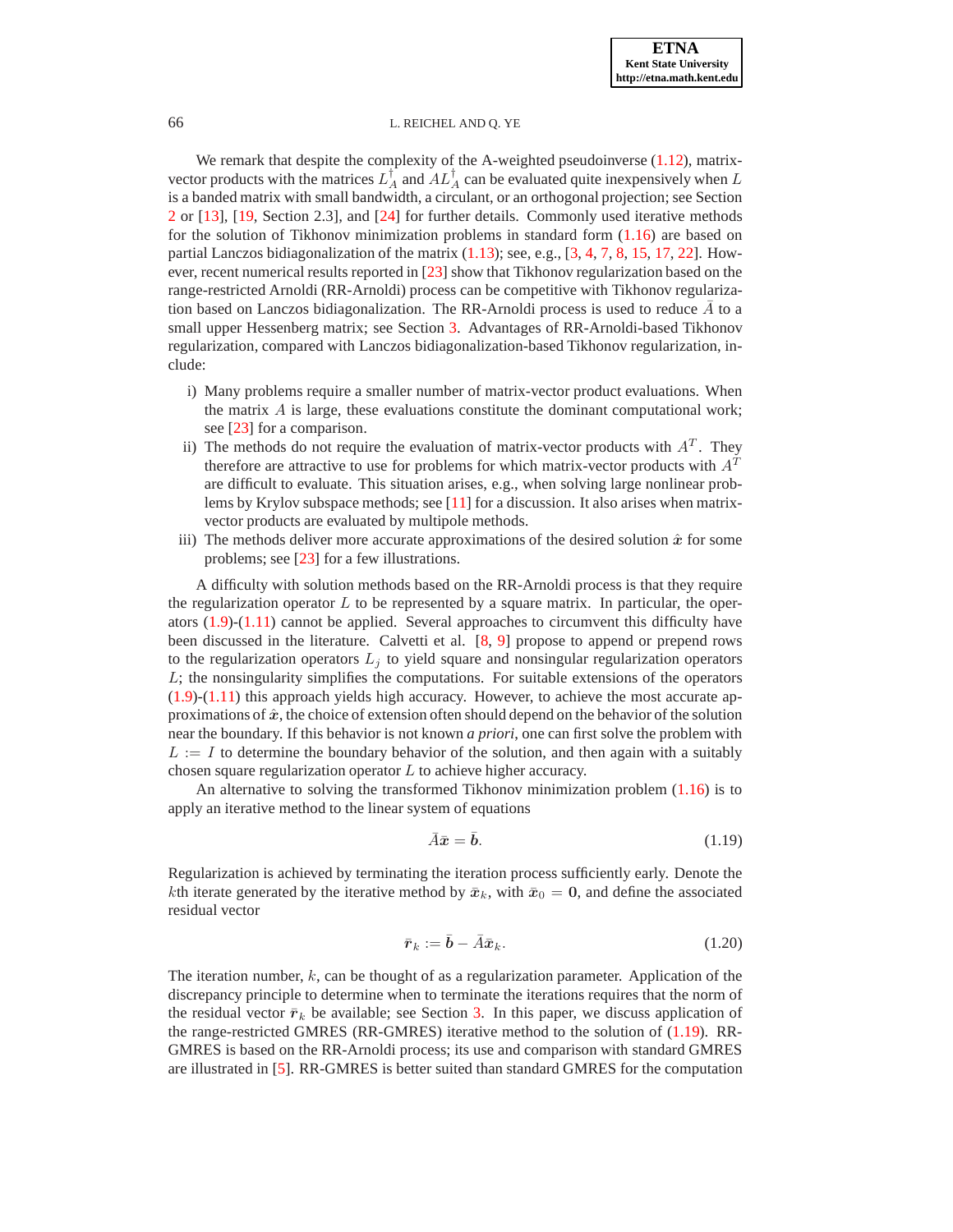We remark that despite the complexity of the A-weighted pseudoinverse (1.12), matrix-vector products with the matrices $L_A^\dagger$ and $AL_A^\dagger$ can be evaluated quite inexpensively when $L$ is a banded matrix with small bandwidth, a circulant, or an orthogonal projection; see Section 2 or [13], [19, Section 2.3], and [24] for further details. Commonly used iterative methods for the solution of Tikhonov minimization problems in standard form (1.16) are based on partial Lanczos bidiagonalization of the matrix (1.13); see, e.g., [3, 4, 7, 8, 15, 17, 22]. However, recent numerical results reported in [23] show that Tikhonov regularization based on the range-restricted Arnoldi (RR-Arnoldi) process can be competitive with Tikhonov regularization based on Lanczos bidiagonalization. The RR-Arnoldi process is used to reduce $\bar{A}$ to a small upper Hessenberg matrix; see Section 3. Advantages of RR-Arnoldi-based Tikhonov regularization, compared with Lanczos bidiagonalization-based Tikhonov regularization, include:

- i) Many problems require a smaller number of matrix-vector product evaluations. When the matrix $A$ is large, these evaluations constitute the dominant computational work; see [23] for a comparison.
- ii) The methods do not require the evaluation of matrix-vector products with $A^T$. They therefore are attractive to use for problems for which matrix-vector products with $A^T$ are difficult to evaluate. This situation arises, e.g., when solving large nonlinear problems by Krylov subspace methods; see [11] for a discussion. It also arises when matrix-vector products are evaluated by multipole methods.
- iii) The methods deliver more accurate approximations of the desired solution $\hat{\boldsymbol{x}}$ for some problems; see [23] for a few illustrations.

A difficulty with solution methods based on the RR-Arnoldi process is that they require the regularization operator $L$ to be represented by a square matrix. In particular, the operators (1.9)-(1.11) cannot be applied. Several approaches to circumvent this difficulty have been discussed in the literature. Calvetti et al. [8, 9] propose to append or prepend rows to the regularization operators $L_j$ to yield square and nonsingular regularization operators $L$; the nonsingularity simplifies the computations. For suitable extensions of the operators (1.9)-(1.11) this approach yields high accuracy. However, to achieve the most accurate approximations of $\hat{\boldsymbol{x}}$, the choice of extension often should depend on the behavior of the solution near the boundary. If this behavior is not known *a priori*, one can first solve the problem with $L := I$ to determine the boundary behavior of the solution, and then again with a suitably chosen square regularization operator $L$ to achieve higher accuracy.

An alternative to solving the transformed Tikhonov minimization problem (1.16) is to apply an iterative method to the linear system of equations

$$\bar{A}\bar{\boldsymbol{x}} = \bar{\boldsymbol{b}}. \tag{1.19}$$

Regularization is achieved by terminating the iteration process sufficiently early. Denote the $k$th iterate generated by the iterative method by $\bar{\boldsymbol{x}}_k$, with $\bar{\boldsymbol{x}}_0 = \boldsymbol{0}$, and define the associated residual vector

$$\bar{\boldsymbol{r}}_k := \bar{\boldsymbol{b}} - \bar{A}\bar{\boldsymbol{x}}_k. \tag{1.20}$$

The iteration number, $k$, can be thought of as a regularization parameter. Application of the discrepancy principle to determine when to terminate the iterations requires that the norm of the residual vector $\bar{\boldsymbol{r}}_k$ be available; see Section 3. In this paper, we discuss application of the range-restricted GMRES (RR-GMRES) iterative method to the solution of (1.19). RR-GMRES is based on the RR-Arnoldi process; its use and comparison with standard GMRES are illustrated in [5]. RR-GMRES is better suited than standard GMRES for the computation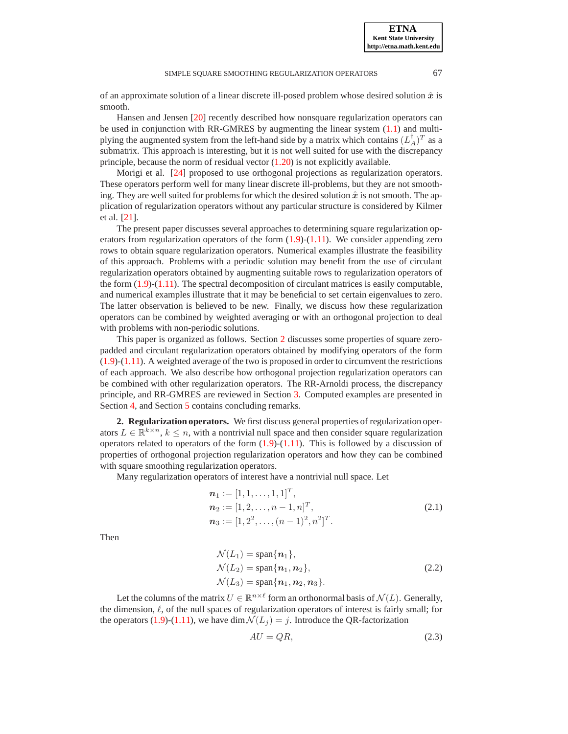of an approximate solution of a linear discrete ill-posed problem whose desired solution $\hat{\boldsymbol{x}}$ is smooth.

Hansen and Jensen [20] recently described how nonsquare regularization operators can be used in conjunction with RR-GMRES by augmenting the linear system (1.1) and multiplying the augmented system from the left-hand side by a matrix which contains $(L_A^\dagger)^T$ as a submatrix. This approach is interesting, but it is not well suited for use with the discrepancy principle, because the norm of residual vector (1.20) is not explicitly available.

Morigi et al. [24] proposed to use orthogonal projections as regularization operators. These operators perform well for many linear discrete ill-problems, but they are not smoothing. They are well suited for problems for which the desired solution $\hat{\boldsymbol{x}}$ is not smooth. The application of regularization operators without any particular structure is considered by Kilmer et al. [21].

The present paper discusses several approaches to determining square regularization operators from regularization operators of the form (1.9)-(1.11). We consider appending zero rows to obtain square regularization operators. Numerical examples illustrate the feasibility of this approach. Problems with a periodic solution may benefit from the use of circulant regularization operators obtained by augmenting suitable rows to regularization operators of the form (1.9)-(1.11). The spectral decomposition of circulant matrices is easily computable, and numerical examples illustrate that it may be beneficial to set certain eigenvalues to zero. The latter observation is believed to be new. Finally, we discuss how these regularization operators can be combined by weighted averaging or with an orthogonal projection to deal with problems with non-periodic solutions.

This paper is organized as follows. Section 2 discusses some properties of square zero-padded and circulant regularization operators obtained by modifying operators of the form (1.9)-(1.11). A weighted average of the two is proposed in order to circumvent the restrictions of each approach. We also describe how orthogonal projection regularization operators can be combined with other regularization operators. The RR-Arnoldi process, the discrepancy principle, and RR-GMRES are reviewed in Section 3. Computed examples are presented in Section 4, and Section 5 contains concluding remarks.

## 2. Regularization operators.

We first discuss general properties of regularization operators $L \in \mathbb{R}^{k\times n}$, $k \leq n$, with a nontrivial null space and then consider square regularization operators related to operators of the form (1.9)-(1.11). This is followed by a discussion of properties of orthogonal projection regularization operators and how they can be combined with square smoothing regularization operators.

Many regularization operators of interest have a nontrivial null space. Let

$$
\begin{aligned}
\boldsymbol{n}_1 &:= [1, 1, \ldots, 1, 1]^T,\\
\boldsymbol{n}_2 &:= [1, 2, \ldots, n-1, n]^T,\\
\boldsymbol{n}_3 &:= [1, 2^2, \ldots, (n-1)^2, n^2]^T.
\end{aligned}
\tag{2.1}
$$

Then

$$
\begin{aligned}
\mathcal{N}(L_1) &= \text{span}\{\boldsymbol{n}_1\},\\
\mathcal{N}(L_2) &= \text{span}\{\boldsymbol{n}_1, \boldsymbol{n}_2\},\\
\mathcal{N}(L_3) &= \text{span}\{\boldsymbol{n}_1, \boldsymbol{n}_2, \boldsymbol{n}_3\}.
\end{aligned}
\tag{2.2}
$$

Let the columns of the matrix $U \in \mathbb{R}^{n\times \ell}$ form an orthonormal basis of $\mathcal{N}(L)$. Generally, the dimension, $\ell$, of the null spaces of regularization operators of interest is fairly small; for the operators (1.9)-(1.11), we have $\dim \mathcal{N}(L_j) = j$. Introduce the QR-factorization

$$
AU = QR, \tag{2.3}
$$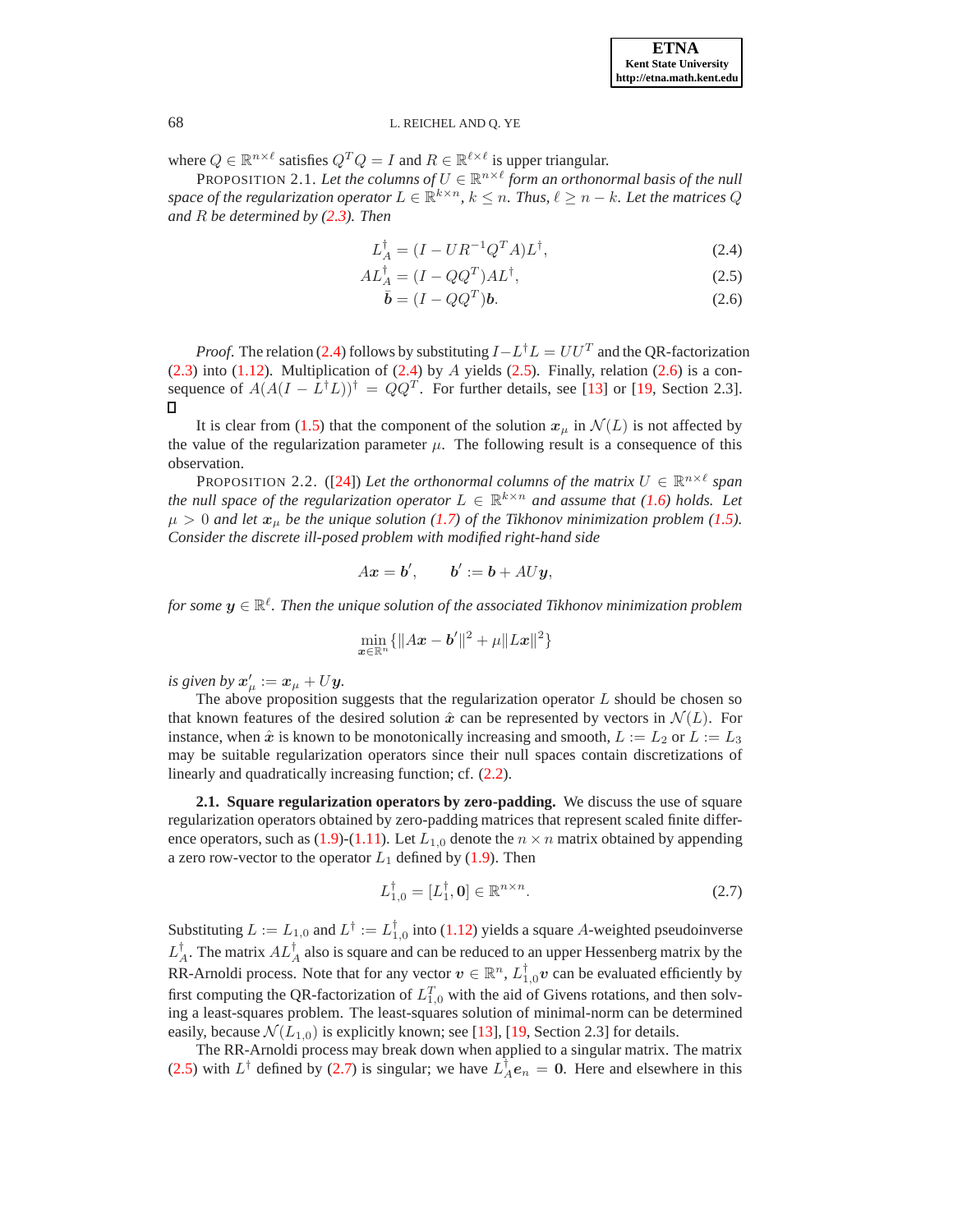where $Q \in \mathbb{R}^{n\times\ell}$ satisfies $Q^TQ = I$ and $R \in \mathbb{R}^{\ell\times\ell}$ is upper triangular.

PROPOSITION 2.1. *Let the columns of $U \in \mathbb{R}^{n\times\ell}$ form an orthonormal basis of the null space of the regularization operator $L \in \mathbb{R}^{k\times n}$, $k \leq n$. Thus, $\ell \geq n-k$. Let the matrices $Q$ and $R$ be determined by (2.3). Then*

$$L_A^\dagger = (I - UR^{-1}Q^TA)L^\dagger, \tag{2.4}$$

$$AL_A^\dagger = (I - QQ^T)AL^\dagger, \tag{2.5}$$

$$\bar{\boldsymbol{b}} = (I - QQ^T)\boldsymbol{b}. \tag{2.6}$$

*Proof.* The relation (2.4) follows by substituting $I - L^\dagger L = UU^T$ and the QR-factorization (2.3) into (1.12). Multiplication of (2.4) by $A$ yields (2.5). Finally, relation (2.6) is a consequence of $A(A(I - L^\dagger L))^\dagger = QQ^T$. For further details, see [13] or [19, Section 2.3]. □

It is clear from (1.5) that the component of the solution $\boldsymbol{x}_\mu$ in $\mathcal{N}(L)$ is not affected by the value of the regularization parameter $\mu$. The following result is a consequence of this observation.

PROPOSITION 2.2. ([24]) *Let the orthonormal columns of the matrix $U \in \mathbb{R}^{n\times\ell}$ span the null space of the regularization operator $L \in \mathbb{R}^{k\times n}$ and assume that (1.6) holds. Let $\mu > 0$ and let $\boldsymbol{x}_\mu$ be the unique solution (1.7) of the Tikhonov minimization problem (1.5). Consider the discrete ill-posed problem with modified right-hand side*

$$A\boldsymbol{x} = \boldsymbol{b}', \qquad \boldsymbol{b}' := \boldsymbol{b} + AU\boldsymbol{y},$$

*for some $\boldsymbol{y} \in \mathbb{R}^\ell$. Then the unique solution of the associated Tikhonov minimization problem*

$$\min_{\boldsymbol{x}\in\mathbb{R}^n}\{\|A\boldsymbol{x} - \boldsymbol{b}'\|^2 + \mu\|L\boldsymbol{x}\|^2\}$$

*is given by $\boldsymbol{x}'_\mu := \boldsymbol{x}_\mu + U\boldsymbol{y}$.*

The above proposition suggests that the regularization operator $L$ should be chosen so that known features of the desired solution $\hat{\boldsymbol{x}}$ can be represented by vectors in $\mathcal{N}(L)$. For instance, when $\hat{\boldsymbol{x}}$ is known to be monotonically increasing and smooth, $L := L_2$ or $L := L_3$ may be suitable regularization operators since their null spaces contain discretizations of linearly and quadratically increasing function; cf. (2.2).

**2.1. Square regularization operators by zero-padding.** We discuss the use of square regularization operators obtained by zero-padding matrices that represent scaled finite difference operators, such as (1.9)-(1.11). Let $L_{1,0}$ denote the $n\times n$ matrix obtained by appending a zero row-vector to the operator $L_1$ defined by (1.9). Then

$$L_{1,0}^\dagger = [L_1^\dagger, \boldsymbol{0}] \in \mathbb{R}^{n\times n}. \tag{2.7}$$

Substituting $L := L_{1,0}$ and $L^\dagger := L_{1,0}^\dagger$ into (1.12) yields a square $A$-weighted pseudoinverse $L_A^\dagger$. The matrix $AL_A^\dagger$ also is square and can be reduced to an upper Hessenberg matrix by the RR-Arnoldi process. Note that for any vector $\boldsymbol{v} \in \mathbb{R}^n$, $L_{1,0}^\dagger\boldsymbol{v}$ can be evaluated efficiently by first computing the QR-factorization of $L_{1,0}^T$ with the aid of Givens rotations, and then solving a least-squares problem. The least-squares solution of minimal-norm can be determined easily, because $\mathcal{N}(L_{1,0})$ is explicitly known; see [13], [19, Section 2.3] for details.

The RR-Arnoldi process may break down when applied to a singular matrix. The matrix (2.5) with $L^\dagger$ defined by (2.7) is singular; we have $L_A^\dagger\boldsymbol{e}_n = \boldsymbol{0}$. Here and elsewhere in this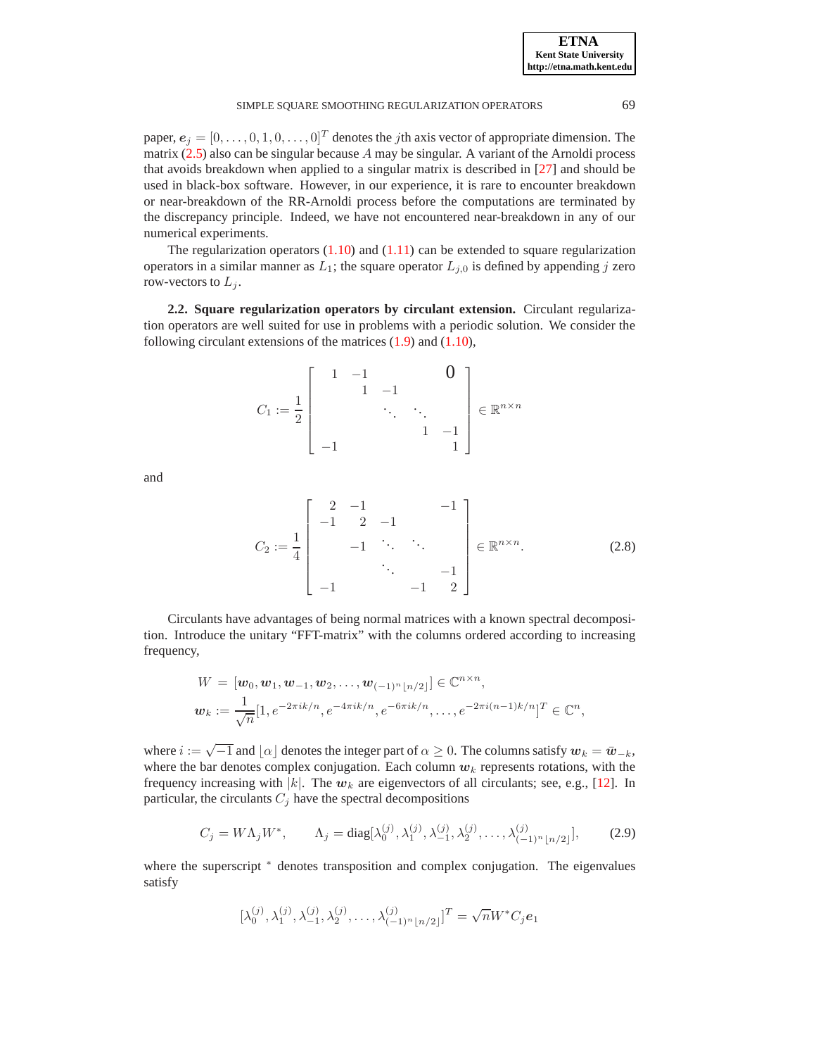paper, $\boldsymbol{e}_j = [0, \ldots, 0, 1, 0, \ldots, 0]^T$ denotes the $j$th axis vector of appropriate dimension. The matrix (2.5) also can be singular because $A$ may be singular. A variant of the Arnoldi process that avoids breakdown when applied to a singular matrix is described in [27] and should be used in black-box software. However, in our experience, it is rare to encounter breakdown or near-breakdown of the RR-Arnoldi process before the computations are terminated by the discrepancy principle. Indeed, we have not encountered near-breakdown in any of our numerical experiments.

The regularization operators (1.10) and (1.11) can be extended to square regularization operators in a similar manner as $L_1$; the square operator $L_{j,0}$ is defined by appending $j$ zero row-vectors to $L_j$.

**2.2. Square regularization operators by circulant extension.** Circulant regularization operators are well suited for use in problems with a periodic solution. We consider the following circulant extensions of the matrices (1.9) and (1.10),

$$C_1 := \frac{1}{2}\begin{bmatrix} 1 & -1 & & & 0 \\ & 1 & -1 & & \\ & & \ddots & \ddots & \\ & & & 1 & -1 \\ -1 & & & & 1 \end{bmatrix} \in \mathbb{R}^{n\times n}$$

and

$$C_2 := \frac{1}{4}\begin{bmatrix} 2 & -1 & & & -1 \\ -1 & 2 & -1 & & \\ & -1 & \ddots & \ddots & \\ & & \ddots & & -1 \\ -1 & & & -1 & 2 \end{bmatrix} \in \mathbb{R}^{n\times n}. \tag{2.8}$$

Circulants have advantages of being normal matrices with a known spectral decomposition. Introduce the unitary "FFT-matrix" with the columns ordered according to increasing frequency,

$$\begin{aligned} W &= [\boldsymbol{w}_0, \boldsymbol{w}_1, \boldsymbol{w}_{-1}, \boldsymbol{w}_2, \ldots, \boldsymbol{w}_{(-1)^n\lfloor n/2\rfloor}] \in \mathbb{C}^{n\times n}, \\ \boldsymbol{w}_k &:= \frac{1}{\sqrt{n}}[1, e^{-2\pi i k/n}, e^{-4\pi i k/n}, e^{-6\pi i k/n}, \ldots, e^{-2\pi i(n-1)k/n}]^T \in \mathbb{C}^n, \end{aligned}$$

where $i := \sqrt{-1}$ and $\lfloor \alpha \rfloor$ denotes the integer part of $\alpha \geq 0$. The columns satisfy $\boldsymbol{w}_k = \bar{\boldsymbol{w}}_{-k}$, where the bar denotes complex conjugation. Each column $\boldsymbol{w}_k$ represents rotations, with the frequency increasing with $|k|$. The $\boldsymbol{w}_k$ are eigenvectors of all circulants; see, e.g., [12]. In particular, the circulants $C_j$ have the spectral decompositions

$$C_j = W\Lambda_j W^*, \qquad \Lambda_j = \text{diag}[\lambda_0^{(j)}, \lambda_1^{(j)}, \lambda_{-1}^{(j)}, \lambda_2^{(j)}, \ldots, \lambda_{(-1)^n\lfloor n/2\rfloor}^{(j)}], \tag{2.9}$$

where the superscript $^*$ denotes transposition and complex conjugation. The eigenvalues satisfy

$$[\lambda_0^{(j)}, \lambda_1^{(j)}, \lambda_{-1}^{(j)}, \lambda_2^{(j)}, \ldots, \lambda_{(-1)^n\lfloor n/2\rfloor}^{(j)}]^T = \sqrt{n}W^* C_j \boldsymbol{e}_1$$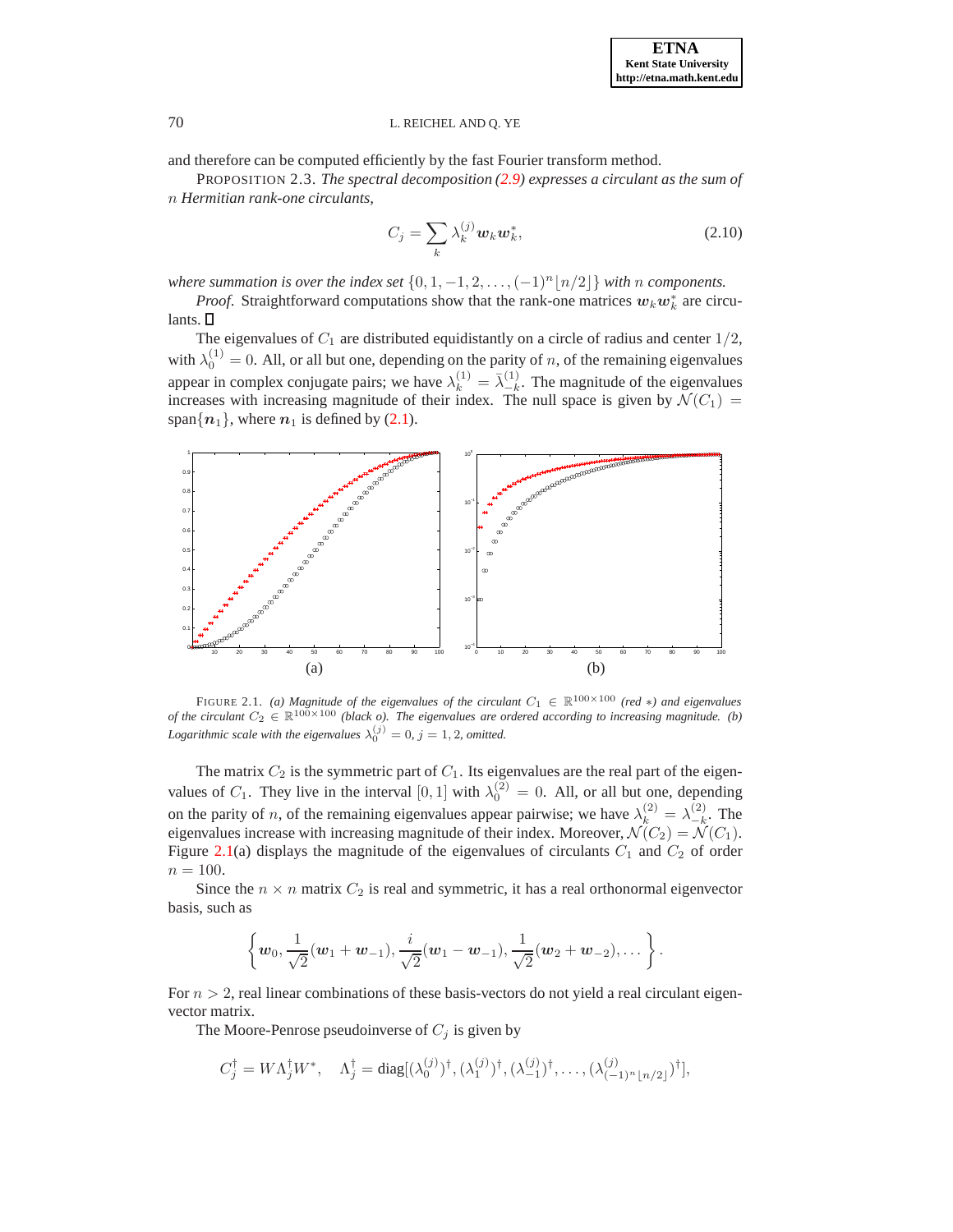and therefore can be computed efficiently by the fast Fourier transform method.

PROPOSITION 2.3. *The spectral decomposition (2.9) expresses a circulant as the sum of* $n$ *Hermitian rank-one circulants,*

$$C_j = \sum_k \lambda_k^{(j)} \boldsymbol{w}_k \boldsymbol{w}_k^*, \tag{2.10}$$

*where summation is over the index set* $\{0, 1, -1, 2, \ldots, (-1)^n\lfloor n/2 \rfloor\}$ *with* $n$ *components.*

*Proof.* Straightforward computations show that the rank-one matrices $\boldsymbol{w}_k \boldsymbol{w}_k^*$ are circulants. □

The eigenvalues of $C_1$ are distributed equidistantly on a circle of radius and center $1/2$, with $\lambda_0^{(1)} = 0$. All, or all but one, depending on the parity of $n$, of the remaining eigenvalues appear in complex conjugate pairs; we have $\lambda_k^{(1)} = \bar{\lambda}_{-k}^{(1)}$. The magnitude of the eigenvalues increases with increasing magnitude of their index. The null space is given by $\mathcal{N}(C_1) = \text{span}\{\boldsymbol{n}_1\}$, where $\boldsymbol{n}_1$ is defined by (2.1).

FIGURE 2.1. *(a) Magnitude of the eigenvalues of the circulant* $C_1 \in \mathbb{R}^{100\times 100}$ *(red* $*$*) and eigenvalues of the circulant* $C_2 \in \mathbb{R}^{100\times 100}$ *(black o). The eigenvalues are ordered according to increasing magnitude. (b) Logarithmic scale with the eigenvalues* $\lambda_0^{(j)} = 0$*,* $j = 1, 2$*, omitted.*

The matrix $C_2$ is the symmetric part of $C_1$. Its eigenvalues are the real part of the eigenvalues of $C_1$. They live in the interval $[0, 1]$ with $\lambda_0^{(2)} = 0$. All, or all but one, depending on the parity of $n$, of the remaining eigenvalues appear pairwise; we have $\lambda_k^{(2)} = \lambda_{-k}^{(2)}$. The eigenvalues increase with increasing magnitude of their index. Moreover, $\mathcal{N}(C_2) = \mathcal{N}(C_1)$. Figure 2.1(a) displays the magnitude of the eigenvalues of circulants $C_1$ and $C_2$ of order $n = 100$.

Since the $n \times n$ matrix $C_2$ is real and symmetric, it has a real orthonormal eigenvector basis, such as

$$\left\{ \boldsymbol{w}_0, \frac{1}{\sqrt{2}}(\boldsymbol{w}_1 + \boldsymbol{w}_{-1}), \frac{i}{\sqrt{2}}(\boldsymbol{w}_1 - \boldsymbol{w}_{-1}), \frac{1}{\sqrt{2}}(\boldsymbol{w}_2 + \boldsymbol{w}_{-2}), \ldots \right\}.$$

For $n > 2$, real linear combinations of these basis-vectors do not yield a real circulant eigenvector matrix.

The Moore-Penrose pseudoinverse of $C_j$ is given by

$$C_j^\dagger = W \Lambda_j^\dagger W^*, \quad \Lambda_j^\dagger = \text{diag}[(\lambda_0^{(j)})^\dagger, (\lambda_1^{(j)})^\dagger, (\lambda_{-1}^{(j)})^\dagger, \ldots, (\lambda_{(-1)^n\lfloor n/2 \rfloor}^{(j)})^\dagger],$$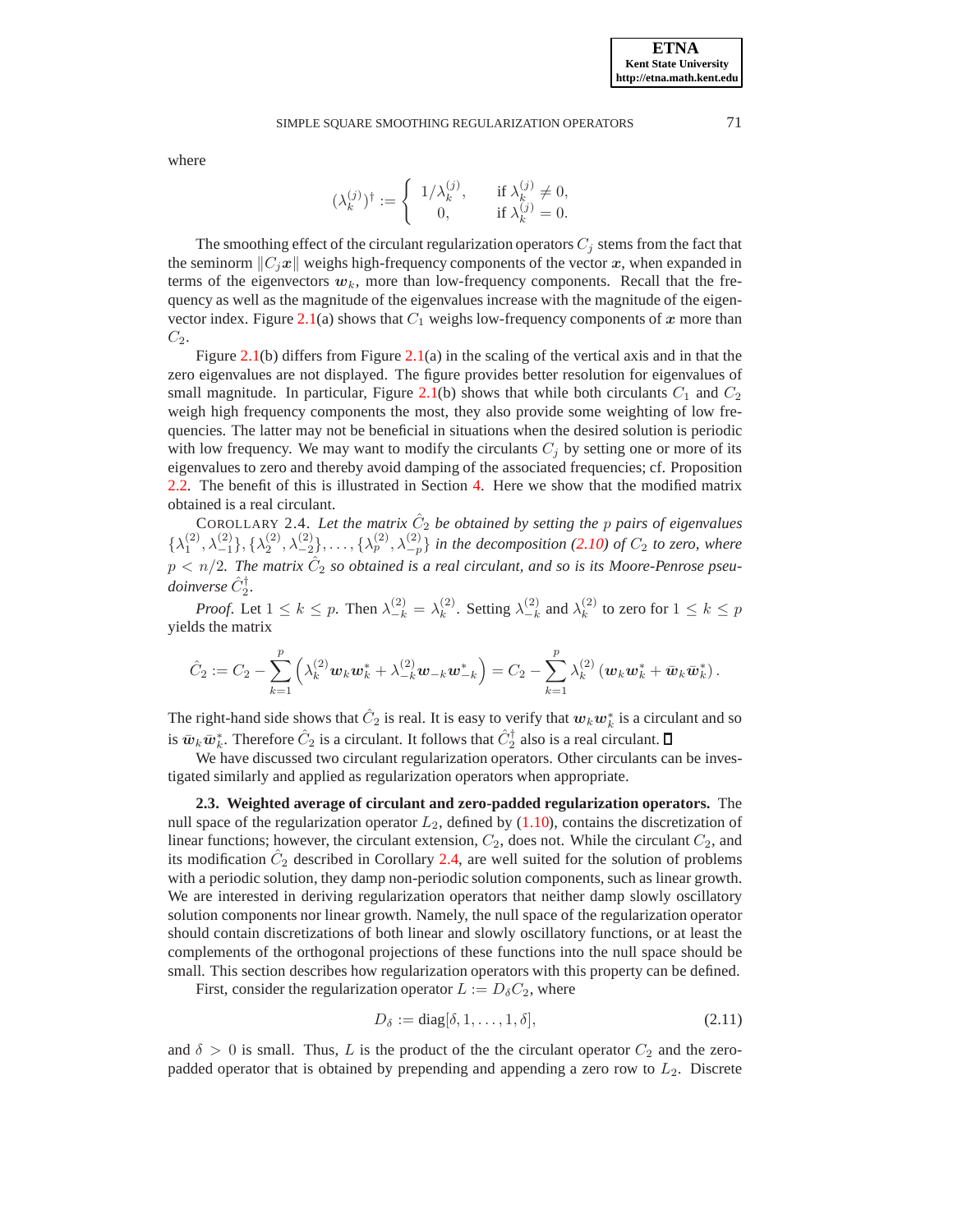where

$$(\lambda_k^{(j)})^\dagger := \begin{cases} 1/\lambda_k^{(j)}, & \text{if } \lambda_k^{(j)} \neq 0, \\ 0, & \text{if } \lambda_k^{(j)} = 0. \end{cases}$$

The smoothing effect of the circulant regularization operators $C_j$ stems from the fact that the seminorm $\|C_j \boldsymbol{x}\|$ weighs high-frequency components of the vector $\boldsymbol{x}$, when expanded in terms of the eigenvectors $\boldsymbol{w}_k$, more than low-frequency components. Recall that the frequency as well as the magnitude of the eigenvalues increase with the magnitude of the eigenvector index. Figure 2.1(a) shows that $C_1$ weighs low-frequency components of $\boldsymbol{x}$ more than $C_2$.

Figure 2.1(b) differs from Figure 2.1(a) in the scaling of the vertical axis and in that the zero eigenvalues are not displayed. The figure provides better resolution for eigenvalues of small magnitude. In particular, Figure 2.1(b) shows that while both circulants $C_1$ and $C_2$ weigh high frequency components the most, they also provide some weighting of low frequencies. The latter may not be beneficial in situations when the desired solution is periodic with low frequency. We may want to modify the circulants $C_j$ by setting one or more of its eigenvalues to zero and thereby avoid damping of the associated frequencies; cf. Proposition 2.2. The benefit of this is illustrated in Section 4. Here we show that the modified matrix obtained is a real circulant.

COROLLARY 2.4. *Let the matrix $\hat{C}_2$ be obtained by setting the $p$ pairs of eigenvalues $\{\lambda_1^{(2)}, \lambda_{-1}^{(2)}\}, \{\lambda_2^{(2)}, \lambda_{-2}^{(2)}\}, \ldots, \{\lambda_p^{(2)}, \lambda_{-p}^{(2)}\}$ in the decomposition (2.10) of $C_2$ to zero, where $p < n/2$. The matrix $\hat{C}_2$ so obtained is a real circulant, and so is its Moore-Penrose pseudoinverse $\hat{C}_2^\dagger$.*

*Proof.* Let $1 \leq k \leq p$. Then $\lambda_{-k}^{(2)} = \lambda_k^{(2)}$. Setting $\lambda_{-k}^{(2)}$ and $\lambda_k^{(2)}$ to zero for $1 \leq k \leq p$ yields the matrix

$$\hat{C}_2 := C_2 - \sum_{k=1}^{p} \left( \lambda_k^{(2)} \boldsymbol{w}_k \boldsymbol{w}_k^* + \lambda_{-k}^{(2)} \boldsymbol{w}_{-k} \boldsymbol{w}_{-k}^* \right) = C_2 - \sum_{k=1}^{p} \lambda_k^{(2)} \left( \boldsymbol{w}_k \boldsymbol{w}_k^* + \bar{\boldsymbol{w}}_k \bar{\boldsymbol{w}}_k^* \right).$$

The right-hand side shows that $\hat{C}_2$ is real. It is easy to verify that $\boldsymbol{w}_k \boldsymbol{w}_k^*$ is a circulant and so is $\bar{\boldsymbol{w}}_k \bar{\boldsymbol{w}}_k^*$. Therefore $\hat{C}_2$ is a circulant. It follows that $\hat{C}_2^\dagger$ also is a real circulant. ∎

We have discussed two circulant regularization operators. Other circulants can be investigated similarly and applied as regularization operators when appropriate.

**2.3. Weighted average of circulant and zero-padded regularization operators.** The null space of the regularization operator $L_2$, defined by (1.10), contains the discretization of linear functions; however, the circulant extension, $C_2$, does not. While the circulant $C_2$, and its modification $\hat{C}_2$ described in Corollary 2.4, are well suited for the solution of problems with a periodic solution, they damp non-periodic solution components, such as linear growth. We are interested in deriving regularization operators that neither damp slowly oscillatory solution components nor linear growth. Namely, the null space of the regularization operator should contain discretizations of both linear and slowly oscillatory functions, or at least the complements of the orthogonal projections of these functions into the null space should be small. This section describes how regularization operators with this property can be defined.

First, consider the regularization operator $L := D_\delta C_2$, where

$$D_\delta := \text{diag}[\delta, 1, \ldots, 1, \delta], \tag{2.11}$$

and $\delta > 0$ is small. Thus, $L$ is the product of the the circulant operator $C_2$ and the zero-padded operator that is obtained by prepending and appending a zero row to $L_2$. Discrete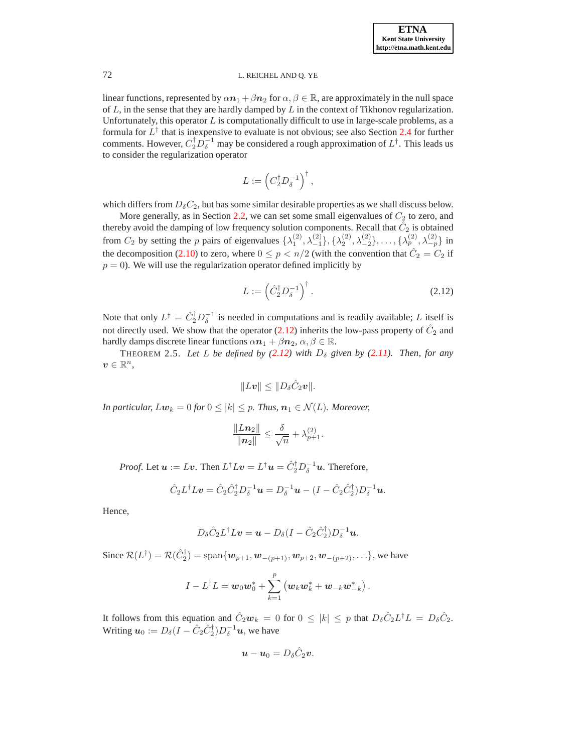linear functions, represented by $\alpha \boldsymbol{n}_1 + \beta \boldsymbol{n}_2$ for $\alpha, \beta \in \mathbb{R}$, are approximately in the null space of $L$, in the sense that they are hardly damped by $L$ in the context of Tikhonov regularization. Unfortunately, this operator $L$ is computationally difficult to use in large-scale problems, as a formula for $L^\dagger$ that is inexpensive to evaluate is not obvious; see also Section 2.4 for further comments. However, $C_2^\dagger D_\delta^{-1}$ may be considered a rough approximation of $L^\dagger$. This leads us to consider the regularization operator

$$L := \left( C_2^\dagger D_\delta^{-1} \right)^\dagger,$$

which differs from $D_\delta C_2$, but has some similar desirable properties as we shall discuss below.

More generally, as in Section 2.2, we can set some small eigenvalues of $C_2$ to zero, and thereby avoid the damping of low frequency solution components. Recall that $\hat{C}_2$ is obtained from $C_2$ by setting the $p$ pairs of eigenvalues $\{\lambda_1^{(2)}, \lambda_{-1}^{(2)}\}, \{\lambda_2^{(2)}, \lambda_{-2}^{(2)}\}, \ldots, \{\lambda_p^{(2)}, \lambda_{-p}^{(2)}\}$ in the decomposition (2.10) to zero, where $0 \leq p < n/2$ (with the convention that $\hat{C}_2 = C_2$ if $p = 0$). We will use the regularization operator defined implicitly by

$$L := \left( \hat{C}_2^\dagger D_\delta^{-1} \right)^\dagger. \tag{2.12}$$

Note that only $L^\dagger = \hat{C}_2^\dagger D_\delta^{-1}$ is needed in computations and is readily available; $L$ itself is not directly used. We show that the operator (2.12) inherits the low-pass property of $\hat{C}_2$ and hardly damps discrete linear functions $\alpha \boldsymbol{n}_1 + \beta \boldsymbol{n}_2$, $\alpha, \beta \in \mathbb{R}$.

THEOREM 2.5. *Let $L$ be defined by (2.12) with $D_\delta$ given by (2.11). Then, for any $\boldsymbol{v} \in \mathbb{R}^n$,*

$$\|L\boldsymbol{v}\| \leq \|D_\delta \hat{C}_2 \boldsymbol{v}\|.$$

*In particular, $L\boldsymbol{w}_k = 0$ for $0 \leq |k| \leq p$. Thus, $\boldsymbol{n}_1 \in \mathcal{N}(L)$. Moreover,*

$$\frac{\|L\boldsymbol{n}_2\|}{\|\boldsymbol{n}_2\|} \leq \frac{\delta}{\sqrt{n}} + \lambda_{p+1}^{(2)}.$$

*Proof.* Let $\boldsymbol{u} := L\boldsymbol{v}$. Then $L^\dagger L \boldsymbol{v} = L^\dagger \boldsymbol{u} = \hat{C}_2^\dagger D_\delta^{-1} \boldsymbol{u}$. Therefore,

$$\hat{C}_2 L^\dagger L \boldsymbol{v} = \hat{C}_2 \hat{C}_2^\dagger D_\delta^{-1} \boldsymbol{u} = D_\delta^{-1} \boldsymbol{u} - (I - \hat{C}_2 \hat{C}_2^\dagger) D_\delta^{-1} \boldsymbol{u}.$$

Hence,

$$D_\delta \hat{C}_2 L^\dagger L \boldsymbol{v} = \boldsymbol{u} - D_\delta (I - \hat{C}_2 \hat{C}_2^\dagger) D_\delta^{-1} \boldsymbol{u}.$$

Since $\mathcal{R}(L^\dagger) = \mathcal{R}(\hat{C}_2^\dagger) = \text{span}\{\boldsymbol{w}_{p+1}, \boldsymbol{w}_{-(p+1)}, \boldsymbol{w}_{p+2}, \boldsymbol{w}_{-(p+2)}, \ldots\}$, we have

$$I - L^\dagger L = \boldsymbol{w}_0 \boldsymbol{w}_0^* + \sum_{k=1}^{p} \left( \boldsymbol{w}_k \boldsymbol{w}_k^* + \boldsymbol{w}_{-k} \boldsymbol{w}_{-k}^* \right).$$

It follows from this equation and $\hat{C}_2 \boldsymbol{w}_k = 0$ for $0 \leq |k| \leq p$ that $D_\delta \hat{C}_2 L^\dagger L = D_\delta \hat{C}_2$. Writing $\boldsymbol{u}_0 := D_\delta (I - \hat{C}_2 \hat{C}_2^\dagger) D_\delta^{-1} \boldsymbol{u}$, we have

$$\boldsymbol{u} - \boldsymbol{u}_0 = D_\delta \hat{C}_2 \boldsymbol{v}.$$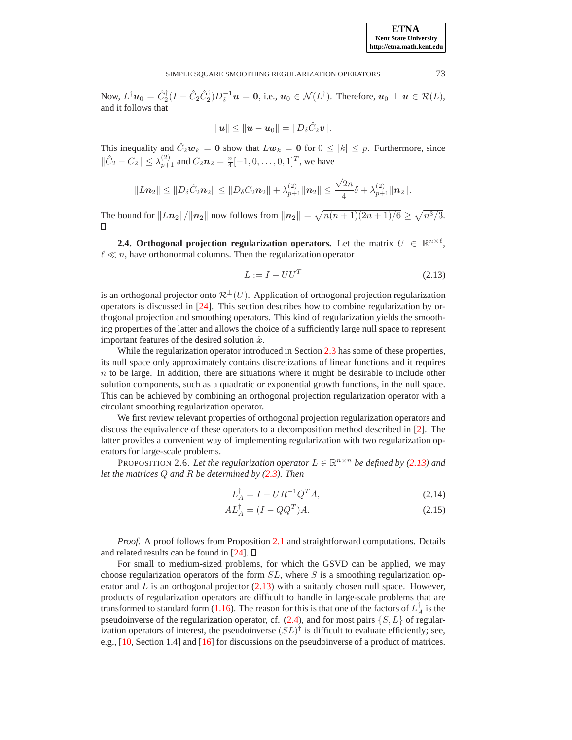Now, $L^\dagger \boldsymbol{u}_0 = \hat{C}_2^\dagger (I - \hat{C}_2 \hat{C}_2^\dagger) D_\delta^{-1} \boldsymbol{u} = \boldsymbol{0}$, i.e., $\boldsymbol{u}_0 \in \mathcal{N}(L^\dagger)$. Therefore, $\boldsymbol{u}_0 \perp \boldsymbol{u} \in \mathcal{R}(L)$, and it follows that

$$\|\boldsymbol{u}\| \leq \|\boldsymbol{u} - \boldsymbol{u}_0\| = \|D_\delta \hat{C}_2 \boldsymbol{v}\|.$$

This inequality and $\hat{C}_2 \boldsymbol{w}_k = \boldsymbol{0}$ show that $L\boldsymbol{w}_k = \boldsymbol{0}$ for $0 \leq |k| \leq p$. Furthermore, since $\|\hat{C}_2 - C_2\| \leq \lambda_{p+1}^{(2)}$ and $C_2 \boldsymbol{n}_2 = \frac{n}{4}[-1, 0, \ldots, 0, 1]^T$, we have

$$\|L\boldsymbol{n}_2\| \leq \|D_\delta \hat{C}_2 \boldsymbol{n}_2\| \leq \|D_\delta C_2 \boldsymbol{n}_2\| + \lambda_{p+1}^{(2)} \|\boldsymbol{n}_2\| \leq \frac{\sqrt{2}n}{4}\delta + \lambda_{p+1}^{(2)} \|\boldsymbol{n}_2\|.$$

The bound for $\|L\boldsymbol{n}_2\| / \|\boldsymbol{n}_2\|$ now follows from $\|\boldsymbol{n}_2\| = \sqrt{n(n+1)(2n+1)/6} \geq \sqrt{n^3/3}$. ∎

**2.4. Orthogonal projection regularization operators.** Let the matrix $U \in \mathbb{R}^{n \times \ell}$, $\ell \ll n$, have orthonormal columns. Then the regularization operator

$$L := I - UU^T \tag{2.13}$$

is an orthogonal projector onto $\mathcal{R}^\perp(U)$. Application of orthogonal projection regularization operators is discussed in [24]. This section describes how to combine regularization by orthogonal projection and smoothing operators. This kind of regularization yields the smoothing properties of the latter and allows the choice of a sufficiently large null space to represent important features of the desired solution $\hat{\boldsymbol{x}}$.

While the regularization operator introduced in Section 2.3 has some of these properties, its null space only approximately contains discretizations of linear functions and it requires $n$ to be large. In addition, there are situations where it might be desirable to include other solution components, such as a quadratic or exponential growth functions, in the null space. This can be achieved by combining an orthogonal projection regularization operator with a circulant smoothing regularization operator.

We first review relevant properties of orthogonal projection regularization operators and discuss the equivalence of these operators to a decomposition method described in [2]. The latter provides a convenient way of implementing regularization with two regularization operators for large-scale problems.

PROPOSITION 2.6. *Let the regularization operator $L \in \mathbb{R}^{n \times n}$ be defined by (2.13) and let the matrices $Q$ and $R$ be determined by (2.3). Then*

$$L_A^\dagger = I - UR^{-1}Q^T A, \tag{2.14}$$

$$AL_A^\dagger = (I - QQ^T)A. \tag{2.15}$$

*Proof*. A proof follows from Proposition 2.1 and straightforward computations. Details and related results can be found in [24]. ∎

For small to medium-sized problems, for which the GSVD can be applied, we may choose regularization operators of the form $SL$, where $S$ is a smoothing regularization operator and $L$ is an orthogonal projector (2.13) with a suitably chosen null space. However, products of regularization operators are difficult to handle in large-scale problems that are transformed to standard form (1.16). The reason for this is that one of the factors of $L_A^\dagger$ is the pseudoinverse of the regularization operator, cf. (2.4), and for most pairs $\{S, L\}$ of regularization operators of interest, the pseudoinverse $(SL)^\dagger$ is difficult to evaluate efficiently; see, e.g., [10, Section 1.4] and [16] for discussions on the pseudoinverse of a product of matrices.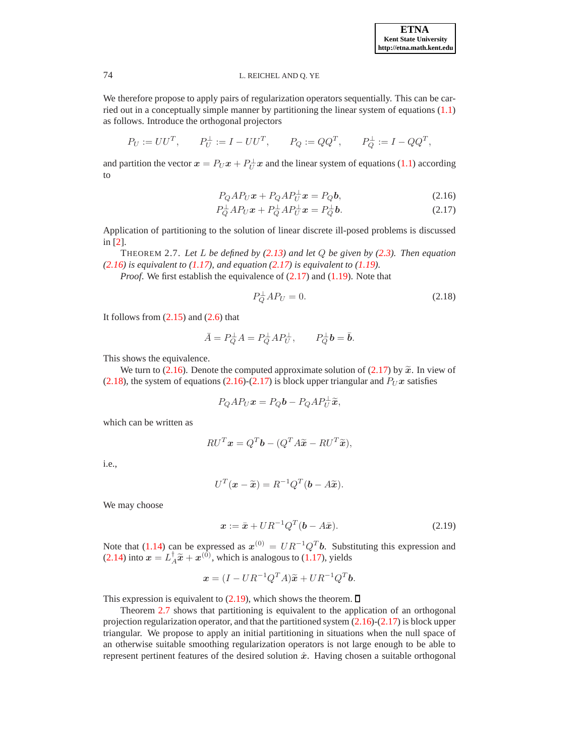We therefore propose to apply pairs of regularization operators sequentially. This can be carried out in a conceptually simple manner by partitioning the linear system of equations (1.1) as follows. Introduce the orthogonal projectors

$$P_U := UU^T, \qquad P_U^{\perp} := I - UU^T, \qquad P_Q := QQ^T, \qquad P_Q^{\perp} := I - QQ^T,$$

and partition the vector $\boldsymbol{x} = P_U \boldsymbol{x} + P_U^{\perp} \boldsymbol{x}$ and the linear system of equations (1.1) according to

$$P_Q A P_U \boldsymbol{x} + P_Q A P_U^{\perp} \boldsymbol{x} = P_Q \boldsymbol{b}, \tag{2.16}$$

$$P_Q^{\perp} A P_U \boldsymbol{x} + P_Q^{\perp} A P_U^{\perp} \boldsymbol{x} = P_Q^{\perp} \boldsymbol{b}. \tag{2.17}$$

Application of partitioning to the solution of linear discrete ill-posed problems is discussed in [2].

THEOREM 2.7. *Let $L$ be defined by (2.13) and let $Q$ be given by (2.3). Then equation (2.16) is equivalent to (1.17), and equation (2.17) is equivalent to (1.19).*

*Proof.* We first establish the equivalence of (2.17) and (1.19). Note that

$$P_Q^{\perp} A P_U = 0. \tag{2.18}$$

It follows from (2.15) and (2.6) that

$$\bar{A} = P_Q^{\perp} A = P_Q^{\perp} A P_U^{\perp}, \qquad P_Q^{\perp} \boldsymbol{b} = \bar{\boldsymbol{b}}.$$

This shows the equivalence.

We turn to (2.16). Denote the computed approximate solution of (2.17) by $\widetilde{\boldsymbol{x}}$. In view of (2.18), the system of equations (2.16)-(2.17) is block upper triangular and $P_U \boldsymbol{x}$ satisfies

$$P_Q A P_U \boldsymbol{x} = P_Q \boldsymbol{b} - P_Q A P_U^{\perp} \widetilde{\boldsymbol{x}},$$

which can be written as

$$R U^T \boldsymbol{x} = Q^T \boldsymbol{b} - (Q^T A \widetilde{\boldsymbol{x}} - R U^T \widetilde{\boldsymbol{x}}),$$

i.e.,

$$U^T(\boldsymbol{x} - \widetilde{\boldsymbol{x}}) = R^{-1} Q^T (\boldsymbol{b} - A \widetilde{\boldsymbol{x}}).$$

We may choose

$$\boldsymbol{x} := \bar{\boldsymbol{x}} + U R^{-1} Q^T (\boldsymbol{b} - A \bar{\boldsymbol{x}}). \tag{2.19}$$

Note that (1.14) can be expressed as $\boldsymbol{x}^{(0)} = U R^{-1} Q^T \boldsymbol{b}$. Substituting this expression and (2.14) into $\boldsymbol{x} = L_A^{\dagger} \widetilde{\boldsymbol{x}} + \boldsymbol{x}^{(0)}$, which is analogous to (1.17), yields

$$\boldsymbol{x} = (I - U R^{-1} Q^T A) \widetilde{\boldsymbol{x}} + U R^{-1} Q^T \boldsymbol{b}.$$

This expression is equivalent to (2.19), which shows the theorem. □

Theorem 2.7 shows that partitioning is equivalent to the application of an orthogonal projection regularization operator, and that the partitioned system (2.16)-(2.17) is block upper triangular. We propose to apply an initial partitioning in situations when the null space of an otherwise suitable smoothing regularization operators is not large enough to be able to represent pertinent features of the desired solution $\hat{\boldsymbol{x}}$. Having chosen a suitable orthogonal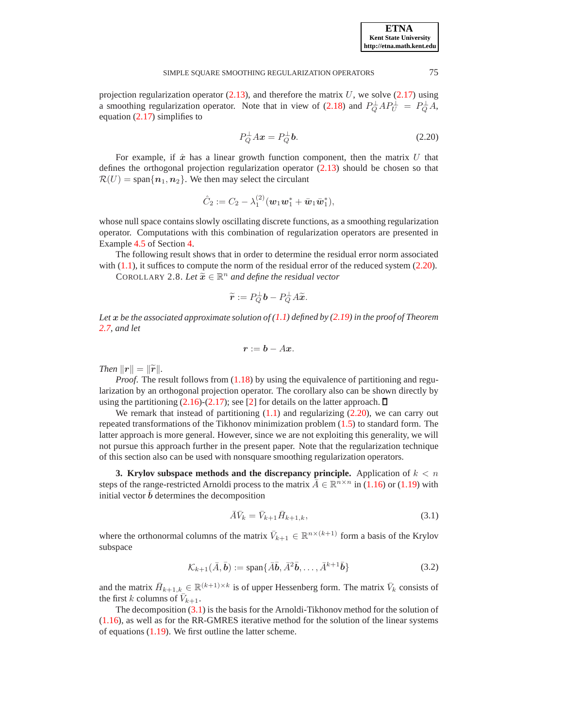projection regularization operator (2.13), and therefore the matrix $U$, we solve (2.17) using a smoothing regularization operator. Note that in view of (2.18) and $P_Q^{\perp} A P_U^{\perp} = P_Q^{\perp} A$, equation (2.17) simplifies to

$$P_Q^{\perp} A \boldsymbol{x} = P_Q^{\perp} \boldsymbol{b}. \tag{2.20}$$

For example, if $\hat{\boldsymbol{x}}$ has a linear growth function component, then the matrix $U$ that defines the orthogonal projection regularization operator (2.13) should be chosen so that $\mathcal{R}(U) = \text{span}\{\boldsymbol{n}_1, \boldsymbol{n}_2\}$. We then may select the circulant

$$\hat{C}_2 := C_2 - \lambda_1^{(2)} (\boldsymbol{w}_1 \boldsymbol{w}_1^* + \bar{\boldsymbol{w}}_1 \bar{\boldsymbol{w}}_1^*),$$

whose null space contains slowly oscillating discrete functions, as a smoothing regularization operator. Computations with this combination of regularization operators are presented in Example 4.5 of Section 4.

The following result shows that in order to determine the residual error norm associated with (1.1), it suffices to compute the norm of the residual error of the reduced system (2.20).

COROLLARY 2.8. *Let $\widetilde{\boldsymbol{x}} \in \mathbb{R}^n$ and define the residual vector*

$$\widetilde{\boldsymbol{r}} := P_Q^{\perp} \boldsymbol{b} - P_Q^{\perp} A \widetilde{\boldsymbol{x}}.$$

*Let $\boldsymbol{x}$ be the associated approximate solution of (1.1) defined by (2.19) in the proof of Theorem 2.7, and let*

$$\boldsymbol{r} := \boldsymbol{b} - A\boldsymbol{x}.$$

*Then $\|\boldsymbol{r}\| = \|\widetilde{\boldsymbol{r}}\|$.*

*Proof.* The result follows from (1.18) by using the equivalence of partitioning and regularization by an orthogonal projection operator. The corollary also can be shown directly by using the partitioning (2.16)-(2.17); see [2] for details on the latter approach. ∎

We remark that instead of partitioning (1.1) and regularizing (2.20), we can carry out repeated transformations of the Tikhonov minimization problem (1.5) to standard form. The latter approach is more general. However, since we are not exploiting this generality, we will not pursue this approach further in the present paper. Note that the regularization technique of this section also can be used with nonsquare smoothing regularization operators.

## 3. Krylov subspace methods and the discrepancy principle.

Application of $k < n$ steps of the range-restricted Arnoldi process to the matrix $\bar{A} \in \mathbb{R}^{n \times n}$ in (1.16) or (1.19) with initial vector $\bar{\boldsymbol{b}}$ determines the decomposition

$$\bar{A} \bar{V}_k = \bar{V}_{k+1} \bar{H}_{k+1,k}, \tag{3.1}$$

where the orthonormal columns of the matrix $\bar{V}_{k+1} \in \mathbb{R}^{n \times (k+1)}$ form a basis of the Krylov subspace

$$\mathcal{K}_{k+1}(\bar{A}, \bar{\boldsymbol{b}}) := \text{span}\{\bar{A}\bar{\boldsymbol{b}}, \bar{A}^2 \bar{\boldsymbol{b}}, \ldots, \bar{A}^{k+1} \bar{\boldsymbol{b}}\} \tag{3.2}$$

and the matrix $\bar{H}_{k+1,k} \in \mathbb{R}^{(k+1) \times k}$ is of upper Hessenberg form. The matrix $\bar{V}_k$ consists of the first $k$ columns of $\bar{V}_{k+1}$.

The decomposition (3.1) is the basis for the Arnoldi-Tikhonov method for the solution of (1.16), as well as for the RR-GMRES iterative method for the solution of the linear systems of equations (1.19). We first outline the latter scheme.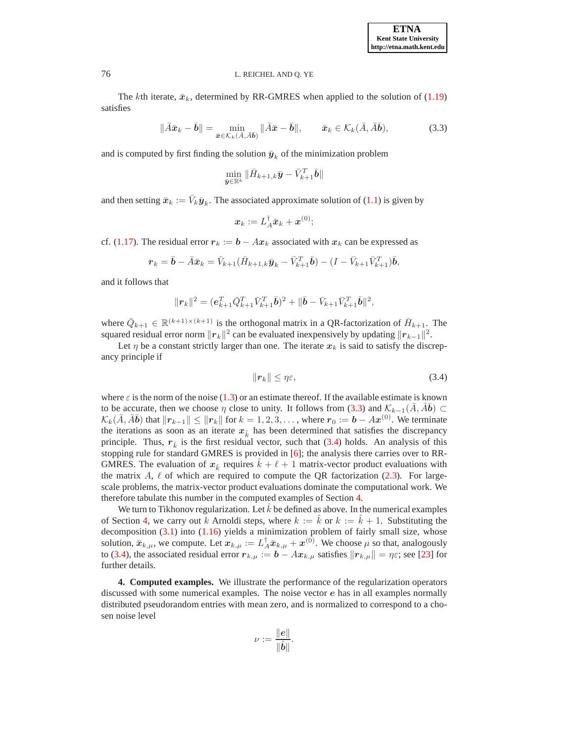The $k$th iterate, $\bar{\boldsymbol{x}}_k$, determined by RR-GMRES when applied to the solution of (1.19) satisfies

$$\|\bar{A}\bar{\boldsymbol{x}}_k - \bar{\boldsymbol{b}}\| = \min_{\bar{\boldsymbol{x}} \in \mathcal{K}_k(\bar{A}, \bar{A}\bar{\boldsymbol{b}})} \|\bar{A}\bar{\boldsymbol{x}} - \bar{\boldsymbol{b}}\|, \qquad \bar{\boldsymbol{x}}_k \in \mathcal{K}_k(\bar{A}, \bar{A}\bar{\boldsymbol{b}}), \tag{3.3}$$

and is computed by first finding the solution $\bar{\boldsymbol{y}}_k$ of the minimization problem

$$\min_{\bar{\boldsymbol{y}} \in \mathbb{R}^k} \|\bar{H}_{k+1,k}\bar{\boldsymbol{y}} - \bar{V}_{k+1}^T \bar{\boldsymbol{b}}\|$$

and then setting $\bar{\boldsymbol{x}}_k := \bar{V}_k \bar{\boldsymbol{y}}_k$. The associated approximate solution of (1.1) is given by

$$\boldsymbol{x}_k := L_A^{\dagger} \bar{\boldsymbol{x}}_k + \boldsymbol{x}^{(0)};$$

cf. (1.17). The residual error $\boldsymbol{r}_k := \boldsymbol{b} - A\boldsymbol{x}_k$ associated with $\boldsymbol{x}_k$ can be expressed as

$$\boldsymbol{r}_k = \bar{\boldsymbol{b}} - \bar{A}\bar{\boldsymbol{x}}_k = \bar{V}_{k+1}(\bar{H}_{k+1,k}\bar{\boldsymbol{y}}_k - \bar{V}_{k+1}^T \bar{\boldsymbol{b}}) - (I - \bar{V}_{k+1}\bar{V}_{k+1}^T)\bar{\boldsymbol{b}},$$

and it follows that

$$\|\boldsymbol{r}_k\|^2 = (\boldsymbol{e}_{k+1}^T \bar{Q}_{k+1}^T \bar{V}_{k+1}^T \bar{\boldsymbol{b}})^2 + \|\bar{\boldsymbol{b}} - \bar{V}_{k+1}\bar{V}_{k+1}^T \bar{\boldsymbol{b}}\|^2,$$

where $\bar{Q}_{k+1} \in \mathbb{R}^{(k+1)\times(k+1)}$ is the orthogonal matrix in a QR-factorization of $\bar{H}_{k+1}$. The squared residual error norm $\|\boldsymbol{r}_k\|^2$ can be evaluated inexpensively by updating $\|\boldsymbol{r}_{k-1}\|^2$.

Let $\eta$ be a constant strictly larger than one. The iterate $\boldsymbol{x}_k$ is said to satisfy the discrepancy principle if

$$\|\boldsymbol{r}_k\| \leq \eta\varepsilon, \tag{3.4}$$

where $\varepsilon$ is the norm of the noise (1.3) or an estimate thereof. If the available estimate is known to be accurate, then we choose $\eta$ close to unity. It follows from (3.3) and $\mathcal{K}_{k-1}(\bar{A}, \bar{A}\bar{\boldsymbol{b}}) \subset \mathcal{K}_k(\bar{A}, \bar{A}\bar{\boldsymbol{b}})$ that $\|\boldsymbol{r}_{k-1}\| \leq \|\boldsymbol{r}_k\|$ for $k = 1, 2, 3, \ldots$, where $\boldsymbol{r}_0 := \boldsymbol{b} - A\boldsymbol{x}^{(0)}$. We terminate the iterations as soon as an iterate $\boldsymbol{x}_{\hat{k}}$ has been determined that satisfies the discrepancy principle. Thus, $\boldsymbol{r}_{\hat{k}}$ is the first residual vector, such that (3.4) holds. An analysis of this stopping rule for standard GMRES is provided in [6]; the analysis there carries over to RR-GMRES. The evaluation of $\boldsymbol{x}_{\hat{k}}$ requires $\hat{k} + \ell + 1$ matrix-vector product evaluations with the matrix $A$, $\ell$ of which are required to compute the QR factorization (2.3). For large-scale problems, the matrix-vector product evaluations dominate the computational work. We therefore tabulate this number in the computed examples of Section 4.

We turn to Tikhonov regularization. Let $\hat{k}$ be defined as above. In the numerical examples of Section 4, we carry out $k$ Arnoldi steps, where $k := \hat{k}$ or $k := \hat{k} + 1$. Substituting the decomposition (3.1) into (1.16) yields a minimization problem of fairly small size, whose solution, $\bar{\boldsymbol{x}}_{k,\mu}$, we compute. Let $\boldsymbol{x}_{k,\mu} := L_A^{\dagger} \bar{\boldsymbol{x}}_{k,\mu} + \boldsymbol{x}^{(0)}$. We choose $\mu$ so that, analogously to (3.4), the associated residual error $\boldsymbol{r}_{k,\mu} := \boldsymbol{b} - A\boldsymbol{x}_{k,\mu}$ satisfies $\|\boldsymbol{r}_{k,\mu}\| = \eta\varepsilon$; see [23] for further details.

**4. Computed examples.** We illustrate the performance of the regularization operators discussed with some numerical examples. The noise vector $\boldsymbol{e}$ has in all examples normally distributed pseudorandom entries with mean zero, and is normalized to correspond to a chosen noise level

$$\nu := \frac{\|\boldsymbol{e}\|}{\|\hat{\boldsymbol{b}}\|}.$$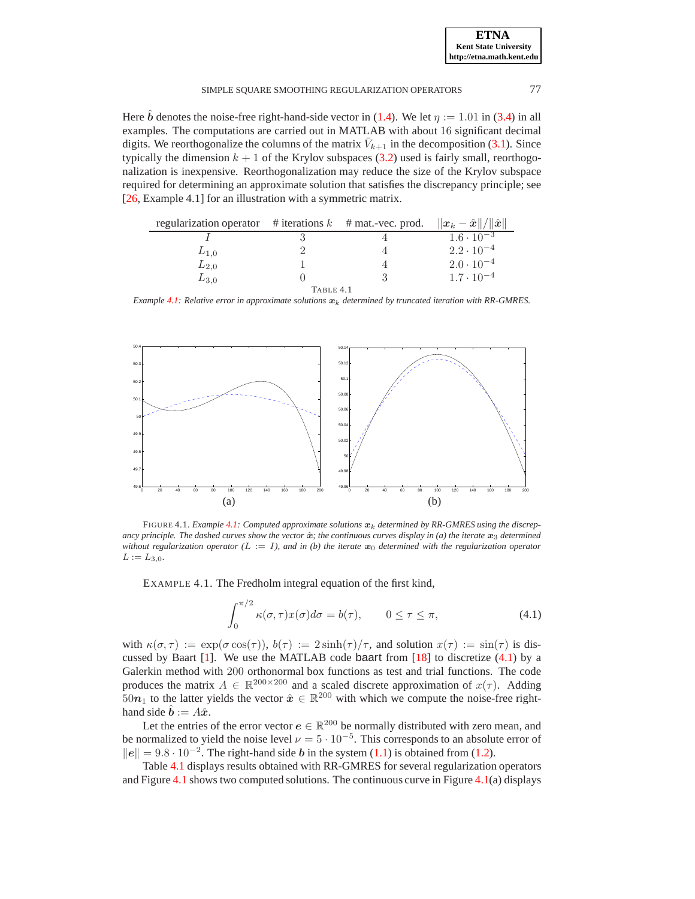Here $\hat{\boldsymbol{b}}$ denotes the noise-free right-hand-side vector in (1.4). We let $\eta := 1.01$ in (3.4) in all examples. The computations are carried out in MATLAB with about 16 significant decimal digits. We reorthogonalize the columns of the matrix $\bar{V}_{k+1}$ in the decomposition (3.1). Since typically the dimension $k+1$ of the Krylov subspaces (3.2) used is fairly small, reorthogonalization is inexpensive. Reorthogonalization may reduce the size of the Krylov subspace required for determining an approximate solution that satisfies the discrepancy principle; see [26, Example 4.1] for an illustration with a symmetric matrix.

| regularization operator | # iterations $k$ | # mat.-vec. prod. | $\\|\boldsymbol{x}_k - \hat{\boldsymbol{x}}\\|/\\|\hat{\boldsymbol{x}}\\|$ |
|---|---|---|---|
| $I$ | 3 | 4 | $1.6 \cdot 10^{-3}$ |
| $L_{1,0}$ | 2 | 4 | $2.2 \cdot 10^{-4}$ |
| $L_{2,0}$ | 1 | 4 | $2.0 \cdot 10^{-4}$ |
| $L_{3,0}$ | 0 | 3 | $1.7 \cdot 10^{-4}$ |

TABLE 4.1
*Example 4.1: Relative error in approximate solutions $\boldsymbol{x}_k$ determined by truncated iteration with RR-GMRES.*

(a) (b)

FIGURE 4.1. *Example 4.1: Computed approximate solutions $\boldsymbol{x}_k$ determined by RR-GMRES using the discrepancy principle. The dashed curves show the vector $\hat{\boldsymbol{x}}$; the continuous curves display in (a) the iterate $\boldsymbol{x}_3$ determined without regularization operator ($L := I$), and in (b) the iterate $\boldsymbol{x}_0$ determined with the regularization operator $L := L_{3,0}$.*

EXAMPLE 4.1. The Fredholm integral equation of the first kind,

$$\int_0^{\pi/2} \kappa(\sigma,\tau)x(\sigma)d\sigma = b(\tau), \qquad 0 \leq \tau \leq \pi, \tag{4.1}$$

with $\kappa(\sigma,\tau) := \exp(\sigma\cos(\tau))$, $b(\tau) := 2\sinh(\tau)/\tau$, and solution $x(\tau) := \sin(\tau)$ is discussed by Baart [1]. We use the MATLAB code baart from [18] to discretize (4.1) by a Galerkin method with 200 orthonormal box functions as test and trial functions. The code produces the matrix $A \in \mathbb{R}^{200\times 200}$ and a scaled discrete approximation of $x(\tau)$. Adding $50\boldsymbol{n}_1$ to the latter yields the vector $\hat{\boldsymbol{x}} \in \mathbb{R}^{200}$ with which we compute the noise-free right-hand side $\hat{\boldsymbol{b}} := A\hat{\boldsymbol{x}}$.

Let the entries of the error vector $\boldsymbol{e} \in \mathbb{R}^{200}$ be normally distributed with zero mean, and be normalized to yield the noise level $\nu = 5 \cdot 10^{-5}$. This corresponds to an absolute error of $\|\boldsymbol{e}\| = 9.8 \cdot 10^{-2}$. The right-hand side $\boldsymbol{b}$ in the system (1.1) is obtained from (1.2).

Table 4.1 displays results obtained with RR-GMRES for several regularization operators and Figure 4.1 shows two computed solutions. The continuous curve in Figure 4.1(a) displays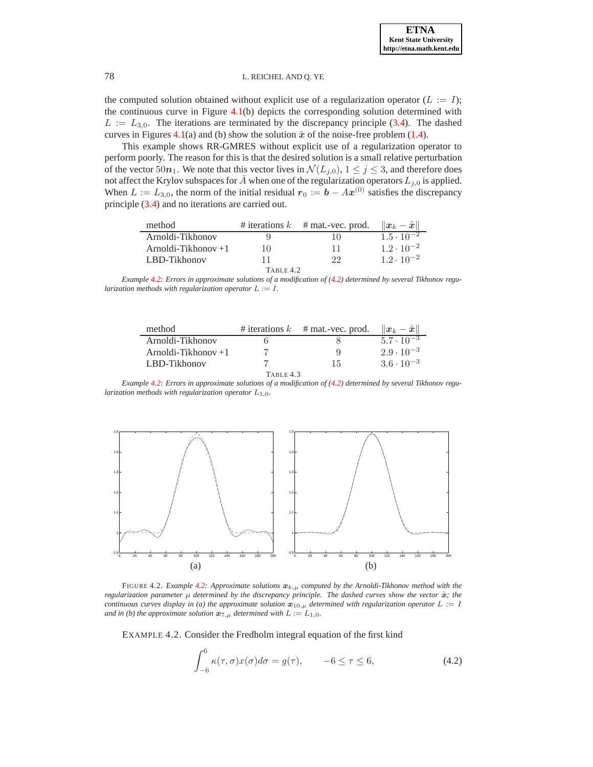the computed solution obtained without explicit use of a regularization operator ($L := I$); the continuous curve in Figure 4.1(b) depicts the corresponding solution determined with $L := L_{3,0}$. The iterations are terminated by the discrepancy principle (3.4). The dashed curves in Figures 4.1(a) and (b) show the solution $\hat{\boldsymbol{x}}$ of the noise-free problem (1.4).

This example shows RR-GMRES without explicit use of a regularization operator to perform poorly. The reason for this is that the desired solution is a small relative perturbation of the vector $50\boldsymbol{n}_1$. We note that this vector lives in $\mathcal{N}(L_{j,0})$, $1 \leq j \leq 3$, and therefore does not affect the Krylov subspaces for $\bar{A}$ when one of the regularization operators $L_{j,0}$ is applied. When $L := L_{3,0}$, the norm of the initial residual $\boldsymbol{r}_0 := \boldsymbol{b} - A\boldsymbol{x}^{(0)}$ satisfies the discrepancy principle (3.4) and no iterations are carried out.

| method | # iterations $k$ | # mat.-vec. prod. | $\\|\boldsymbol{x}_k - \hat{\boldsymbol{x}}\\|$ |
|---|---|---|---|
| Arnoldi-Tikhonov | 9 | 10 | $1.5 \cdot 10^{-2}$ |
| Arnoldi-Tikhonov +1 | 10 | 11 | $1.2 \cdot 10^{-2}$ |
| LBD-Tikhonov | 11 | 22 | $1.2 \cdot 10^{-2}$ |

TABLE 4.2
*Example 4.2: Errors in approximate solutions of a modification of (4.2) determined by several Tikhonov regularization methods with regularization operator $L := I$.*

| method | # iterations $k$ | # mat.-vec. prod. | $\\|\boldsymbol{x}_k - \hat{\boldsymbol{x}}\\|$ |
|---|---|---|---|
| Arnoldi-Tikhonov | 6 | 8 | $5.7 \cdot 10^{-3}$ |
| Arnoldi-Tikhonov +1 | 7 | 9 | $2.9 \cdot 10^{-3}$ |
| LBD-Tikhonov | 7 | 15 | $3.6 \cdot 10^{-3}$ |

TABLE 4.3
*Example 4.2: Errors in approximate solutions of a modification of (4.2) determined by several Tikhonov regularization methods with regularization operator $L_{1,0}$.*

FIGURE 4.2. *Example 4.2: Approximate solutions $\boldsymbol{x}_{k,\mu}$ computed by the Arnoldi-Tikhonov method with the regularization parameter $\mu$ determined by the discrepancy principle. The dashed curves show the vector $\hat{\boldsymbol{x}}$; the continuous curves display in (a) the approximate solution $\boldsymbol{x}_{10,\mu}$ determined with regularization operator $L := I$ and in (b) the approximate solution $\boldsymbol{x}_{7,\mu}$ determined with $L := L_{1,0}$.*

EXAMPLE 4.2. Consider the Fredholm integral equation of the first kind

$$\int_{-6}^{6} \kappa(\tau, \sigma) x(\sigma) d\sigma = g(\tau), \qquad -6 \leq \tau \leq 6, \tag{4.2}$$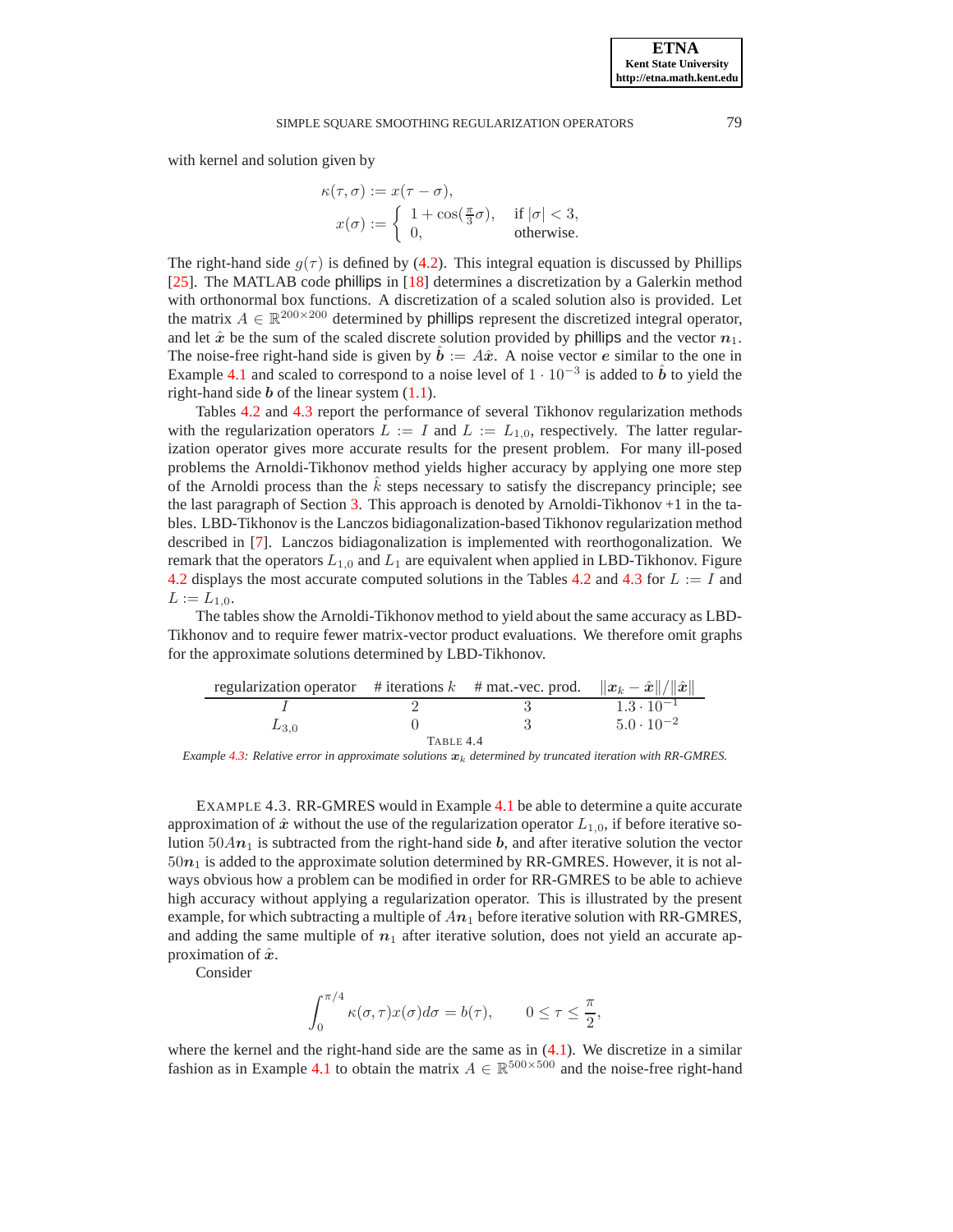with kernel and solution given by

$$\kappa(\tau, \sigma) := x(\tau - \sigma),$$
$$x(\sigma) := \begin{cases} 1 + \cos(\frac{\pi}{3}\sigma), & \text{if } |\sigma| < 3, \\ 0, & \text{otherwise.} \end{cases}$$

The right-hand side $g(\tau)$ is defined by (4.2). This integral equation is discussed by Phillips [25]. The MATLAB code phillips in [18] determines a discretization by a Galerkin method with orthonormal box functions. A discretization of a scaled solution also is provided. Let the matrix $A \in \mathbb{R}^{200 \times 200}$ determined by phillips represent the discretized integral operator, and let $\hat{\boldsymbol{x}}$ be the sum of the scaled discrete solution provided by phillips and the vector $\boldsymbol{n}_1$. The noise-free right-hand side is given by $\hat{\boldsymbol{b}} := A\hat{\boldsymbol{x}}$. A noise vector $\boldsymbol{e}$ similar to the one in Example 4.1 and scaled to correspond to a noise level of $1 \cdot 10^{-3}$ is added to $\hat{\boldsymbol{b}}$ to yield the right-hand side $\boldsymbol{b}$ of the linear system (1.1).

Tables 4.2 and 4.3 report the performance of several Tikhonov regularization methods with the regularization operators $L := I$ and $L := L_{1,0}$, respectively. The latter regularization operator gives more accurate results for the present problem. For many ill-posed problems the Arnoldi-Tikhonov method yields higher accuracy by applying one more step of the Arnoldi process than the $\hat{k}$ steps necessary to satisfy the discrepancy principle; see the last paragraph of Section 3. This approach is denoted by Arnoldi-Tikhonov +1 in the tables. LBD-Tikhonov is the Lanczos bidiagonalization-based Tikhonov regularization method described in [7]. Lanczos bidiagonalization is implemented with reorthogonalization. We remark that the operators $L_{1,0}$ and $L_1$ are equivalent when applied in LBD-Tikhonov. Figure 4.2 displays the most accurate computed solutions in the Tables 4.2 and 4.3 for $L := I$ and $L := L_{1,0}$.

The tables show the Arnoldi-Tikhonov method to yield about the same accuracy as LBD-Tikhonov and to require fewer matrix-vector product evaluations. We therefore omit graphs for the approximate solutions determined by LBD-Tikhonov.

| regularization operator | # iterations $k$ | # mat.-vec. prod. | $\Vert\boldsymbol{x}_k - \hat{\boldsymbol{x}}\Vert/\Vert\hat{\boldsymbol{x}}\Vert$ |
|---|---|---|---|
| $I$ | 2 | 3 | $1.3 \cdot 10^{-1}$ |
| $L_{3,0}$ | 0 | 3 | $5.0 \cdot 10^{-2}$ |

TABLE 4.4

*Example 4.3: Relative error in approximate solutions $\boldsymbol{x}_k$ determined by truncated iteration with RR-GMRES.*

EXAMPLE 4.3. RR-GMRES would in Example 4.1 be able to determine a quite accurate approximation of $\hat{\boldsymbol{x}}$ without the use of the regularization operator $L_{1,0}$, if before iterative solution $50A\boldsymbol{n}_1$ is subtracted from the right-hand side $\boldsymbol{b}$, and after iterative solution the vector $50\boldsymbol{n}_1$ is added to the approximate solution determined by RR-GMRES. However, it is not always obvious how a problem can be modified in order for RR-GMRES to be able to achieve high accuracy without applying a regularization operator. This is illustrated by the present example, for which subtracting a multiple of $A\boldsymbol{n}_1$ before iterative solution with RR-GMRES, and adding the same multiple of $\boldsymbol{n}_1$ after iterative solution, does not yield an accurate approximation of $\hat{\boldsymbol{x}}$.

Consider

$$\int_0^{\pi/4} \kappa(\sigma, \tau)x(\sigma)d\sigma = b(\tau), \qquad 0 \leq \tau \leq \frac{\pi}{2},$$

where the kernel and the right-hand side are the same as in (4.1). We discretize in a similar fashion as in Example 4.1 to obtain the matrix $A \in \mathbb{R}^{500 \times 500}$ and the noise-free right-hand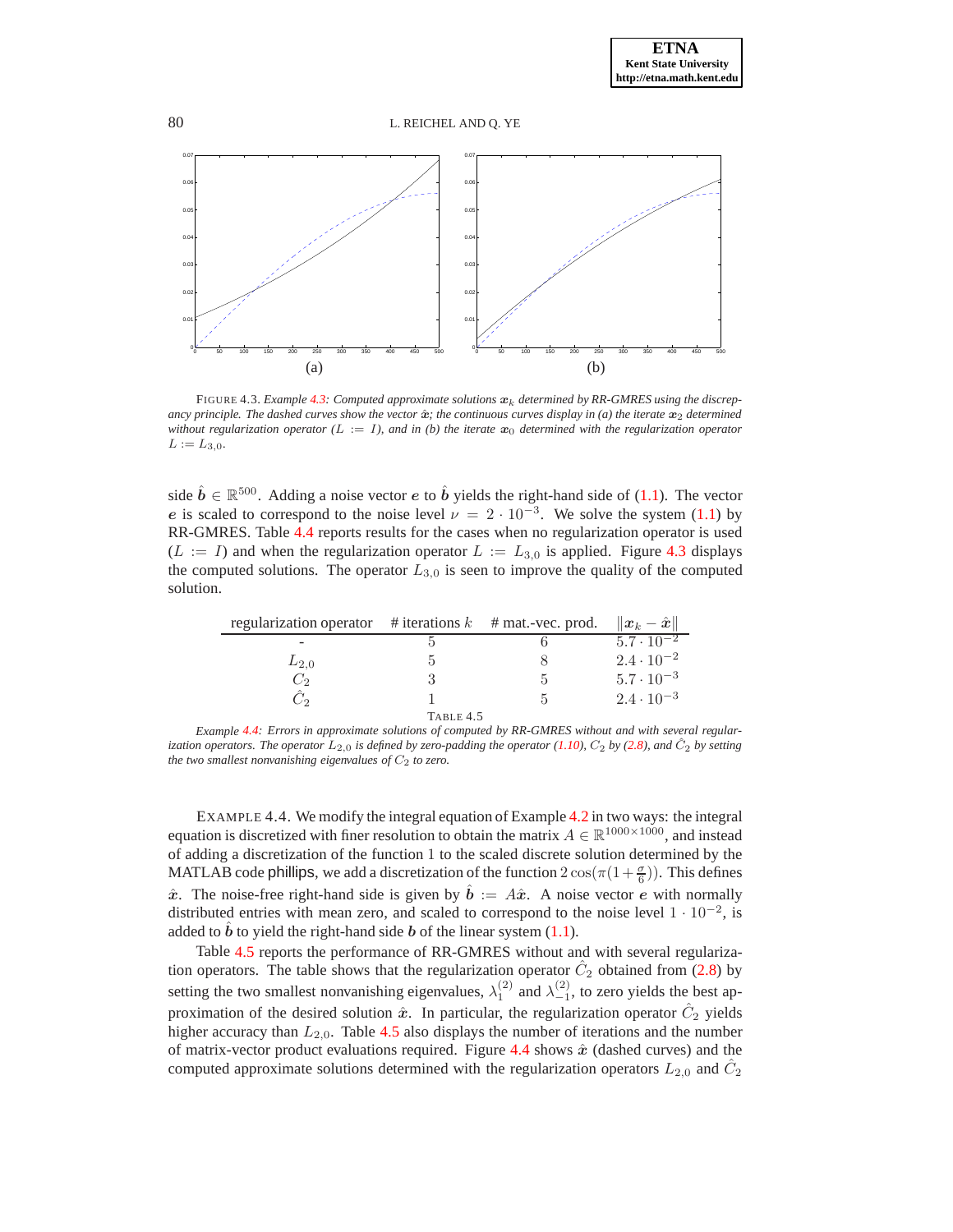FIGURE 4.3. *Example 4.3: Computed approximate solutions $x_k$ determined by RR-GMRES using the discrepancy principle. The dashed curves show the vector $\hat{x}$; the continuous curves display in (a) the iterate $x_2$ determined without regularization operator ($L := I$), and in (b) the iterate $x_0$ determined with the regularization operator $L := L_{3,0}$.*

side $\hat{b} \in \mathbb{R}^{500}$. Adding a noise vector $e$ to $\hat{b}$ yields the right-hand side of (1.1). The vector $e$ is scaled to correspond to the noise level $\nu = 2 \cdot 10^{-3}$. We solve the system (1.1) by RR-GMRES. Table 4.4 reports results for the cases when no regularization operator is used ($L := I$) and when the regularization operator $L := L_{3,0}$ is applied. Figure 4.3 displays the computed solutions. The operator $L_{3,0}$ is seen to improve the quality of the computed solution.

| regularization operator | # iterations $k$ | # mat.-vec. prod. | $\|x_k - \hat{x}\|$ |
|---|---|---|---|
| - | 5 | 6 | $5.7 \cdot 10^{-2}$ |
| $L_{2,0}$ | 5 | 8 | $2.4 \cdot 10^{-2}$ |
| $C_2$ | 3 | 5 | $5.7 \cdot 10^{-3}$ |
| $\hat{C}_2$ | 1 | 5 | $2.4 \cdot 10^{-3}$ |

TABLE 4.5

*Example 4.4: Errors in approximate solutions of computed by RR-GMRES without and with several regularization operators. The operator $L_{2,0}$ is defined by zero-padding the operator (1.10), $C_2$ by (2.8), and $\hat{C}_2$ by setting the two smallest nonvanishing eigenvalues of $C_2$ to zero.*

EXAMPLE 4.4. We modify the integral equation of Example 4.2 in two ways: the integral equation is discretized with finer resolution to obtain the matrix $A \in \mathbb{R}^{1000\times 1000}$, and instead of adding a discretization of the function 1 to the scaled discrete solution determined by the MATLAB code phillips, we add a discretization of the function $2\cos(\pi(1+\frac{\sigma}{6}))$. This defines $\hat{x}$. The noise-free right-hand side is given by $\hat{b} := A\hat{x}$. A noise vector $e$ with normally distributed entries with mean zero, and scaled to correspond to the noise level $1 \cdot 10^{-2}$, is added to $\hat{b}$ to yield the right-hand side $b$ of the linear system (1.1).

Table 4.5 reports the performance of RR-GMRES without and with several regularization operators. The table shows that the regularization operator $\hat{C}_2$ obtained from (2.8) by setting the two smallest nonvanishing eigenvalues, $\lambda_1^{(2)}$ and $\lambda_{-1}^{(2)}$, to zero yields the best approximation of the desired solution $\hat{x}$. In particular, the regularization operator $\hat{C}_2$ yields higher accuracy than $L_{2,0}$. Table 4.5 also displays the number of iterations and the number of matrix-vector product evaluations required. Figure 4.4 shows $\hat{x}$ (dashed curves) and the computed approximate solutions determined with the regularization operators $L_{2,0}$ and $\hat{C}_2$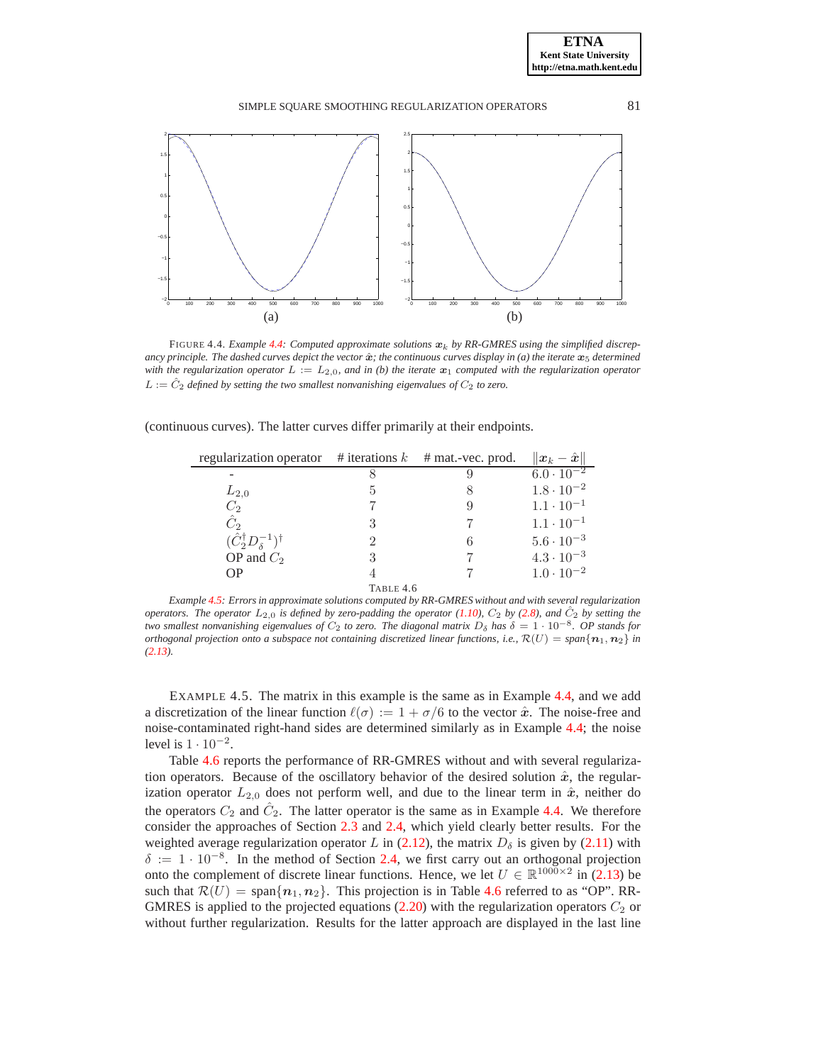FIGURE 4.4. *Example 4.4: Computed approximate solutions $\boldsymbol{x}_k$ by RR-GMRES using the simplified discrepancy principle. The dashed curves depict the vector $\hat{\boldsymbol{x}}$; the continuous curves display in (a) the iterate $\boldsymbol{x}_5$ determined with the regularization operator $L := L_{2,0}$, and in (b) the iterate $\boldsymbol{x}_1$ computed with the regularization operator $L := \hat{C}_2$ defined by setting the two smallest nonvanishing eigenvalues of $C_2$ to zero.*

(continuous curves). The latter curves differ primarily at their endpoints.

| regularization operator | # iterations $k$ | # mat.-vec. prod. | $\Vert\boldsymbol{x}_k - \hat{\boldsymbol{x}}\Vert$ |
|---|---|---|---|
| - | 8 | 9 | $6.0 \cdot 10^{-2}$ |
| $L_{2,0}$ | 5 | 8 | $1.8 \cdot 10^{-2}$ |
| $C_2$ | 7 | 9 | $1.1 \cdot 10^{-1}$ |
| $\hat{C}_2$ | 3 | 7 | $1.1 \cdot 10^{-1}$ |
| $(\hat{C}_2^{\dagger} D_{\delta}^{-1})^{\dagger}$ | 2 | 6 | $5.6 \cdot 10^{-3}$ |
| OP and $C_2$ | 3 | 7 | $4.3 \cdot 10^{-3}$ |
| OP | 4 | 7 | $1.0 \cdot 10^{-2}$ |

TABLE 4.6
*Example 4.5: Errors in approximate solutions computed by RR-GMRES without and with several regularization operators. The operator $L_{2,0}$ is defined by zero-padding the operator (1.10), $C_2$ by (2.8), and $\hat{C}_2$ by setting the two smallest nonvanishing eigenvalues of $C_2$ to zero. The diagonal matrix $D_{\delta}$ has $\delta = 1 \cdot 10^{-8}$. OP stands for orthogonal projection onto a subspace not containing discretized linear functions, i.e., $\mathcal{R}(U) = \text{span}\{\boldsymbol{n}_1, \boldsymbol{n}_2\}$ in (2.13).*

EXAMPLE 4.5. The matrix in this example is the same as in Example 4.4, and we add a discretization of the linear function $\ell(\sigma) := 1 + \sigma/6$ to the vector $\hat{\boldsymbol{x}}$. The noise-free and noise-contaminated right-hand sides are determined similarly as in Example 4.4; the noise level is $1 \cdot 10^{-2}$.

Table 4.6 reports the performance of RR-GMRES without and with several regularization operators. Because of the oscillatory behavior of the desired solution $\hat{\boldsymbol{x}}$, the regularization operator $L_{2,0}$ does not perform well, and due to the linear term in $\hat{\boldsymbol{x}}$, neither do the operators $C_2$ and $\hat{C}_2$. The latter operator is the same as in Example 4.4. We therefore consider the approaches of Section 2.3 and 2.4, which yield clearly better results. For the weighted average regularization operator $L$ in (2.12), the matrix $D_{\delta}$ is given by (2.11) with $\delta := 1 \cdot 10^{-8}$. In the method of Section 2.4, we first carry out an orthogonal projection onto the complement of discrete linear functions. Hence, we let $U \in \mathbb{R}^{1000\times 2}$ in (2.13) be such that $\mathcal{R}(U) = \text{span}\{\boldsymbol{n}_1, \boldsymbol{n}_2\}$. This projection is in Table 4.6 referred to as "OP". RR-GMRES is applied to the projected equations (2.20) with the regularization operators $C_2$ or without further regularization. Results for the latter approach are displayed in the last line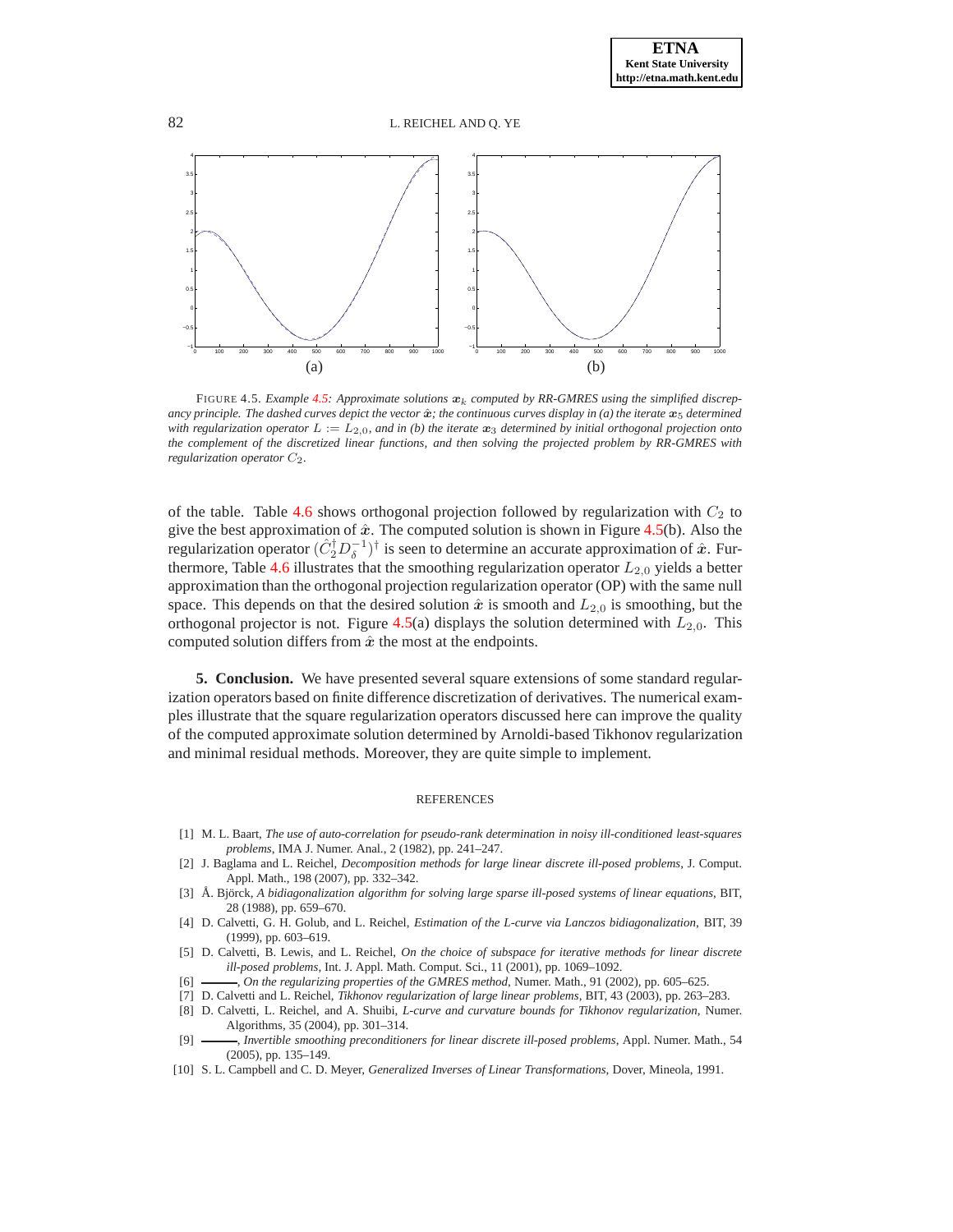FIGURE 4.5. *Example 4.5: Approximate solutions $\boldsymbol{x}_k$ computed by RR-GMRES using the simplified discrepancy principle. The dashed curves depict the vector $\hat{\boldsymbol{x}}$; the continuous curves display in (a) the iterate $\boldsymbol{x}_5$ determined with regularization operator $L := L_{2,0}$, and in (b) the iterate $\boldsymbol{x}_3$ determined by initial orthogonal projection onto the complement of the discretized linear functions, and then solving the projected problem by RR-GMRES with regularization operator $C_2$.*

of the table. Table 4.6 shows orthogonal projection followed by regularization with $C_2$ to give the best approximation of $\hat{\boldsymbol{x}}$. The computed solution is shown in Figure 4.5(b). Also the regularization operator $(\hat{C}_2^\dagger D_\delta^{-1})^\dagger$ is seen to determine an accurate approximation of $\hat{\boldsymbol{x}}$. Furthermore, Table 4.6 illustrates that the smoothing regularization operator $L_{2,0}$ yields a better approximation than the orthogonal projection regularization operator (OP) with the same null space. This depends on that the desired solution $\hat{\boldsymbol{x}}$ is smooth and $L_{2,0}$ is smoothing, but the orthogonal projector is not. Figure 4.5(a) displays the solution determined with $L_{2,0}$. This computed solution differs from $\hat{\boldsymbol{x}}$ the most at the endpoints.

**5. Conclusion.** We have presented several square extensions of some standard regularization operators based on finite difference discretization of derivatives. The numerical examples illustrate that the square regularization operators discussed here can improve the quality of the computed approximate solution determined by Arnoldi-based Tikhonov regularization and minimal residual methods. Moreover, they are quite simple to implement.

## REFERENCES

[1] M. L. Baart, *The use of auto-correlation for pseudo-rank determination in noisy ill-conditioned least-squares problems*, IMA J. Numer. Anal., 2 (1982), pp. 241–247.

[2] J. Baglama and L. Reichel, *Decomposition methods for large linear discrete ill-posed problems*, J. Comput. Appl. Math., 198 (2007), pp. 332–342.

[3] Å. Björck, *A bidiagonalization algorithm for solving large sparse ill-posed systems of linear equations*, BIT, 28 (1988), pp. 659–670.

[4] D. Calvetti, G. H. Golub, and L. Reichel, *Estimation of the L-curve via Lanczos bidiagonalization*, BIT, 39 (1999), pp. 603–619.

[5] D. Calvetti, B. Lewis, and L. Reichel, *On the choice of subspace for iterative methods for linear discrete ill-posed problems*, Int. J. Appl. Math. Comput. Sci., 11 (2001), pp. 1069–1092.

[6] ———, *On the regularizing properties of the GMRES method*, Numer. Math., 91 (2002), pp. 605–625.

[7] D. Calvetti and L. Reichel, *Tikhonov regularization of large linear problems*, BIT, 43 (2003), pp. 263–283.

[8] D. Calvetti, L. Reichel, and A. Shuibi, *L-curve and curvature bounds for Tikhonov regularization*, Numer. Algorithms, 35 (2004), pp. 301–314.

[9] ———, *Invertible smoothing preconditioners for linear discrete ill-posed problems*, Appl. Numer. Math., 54 (2005), pp. 135–149.

[10] S. L. Campbell and C. D. Meyer, *Generalized Inverses of Linear Transformations*, Dover, Mineola, 1991.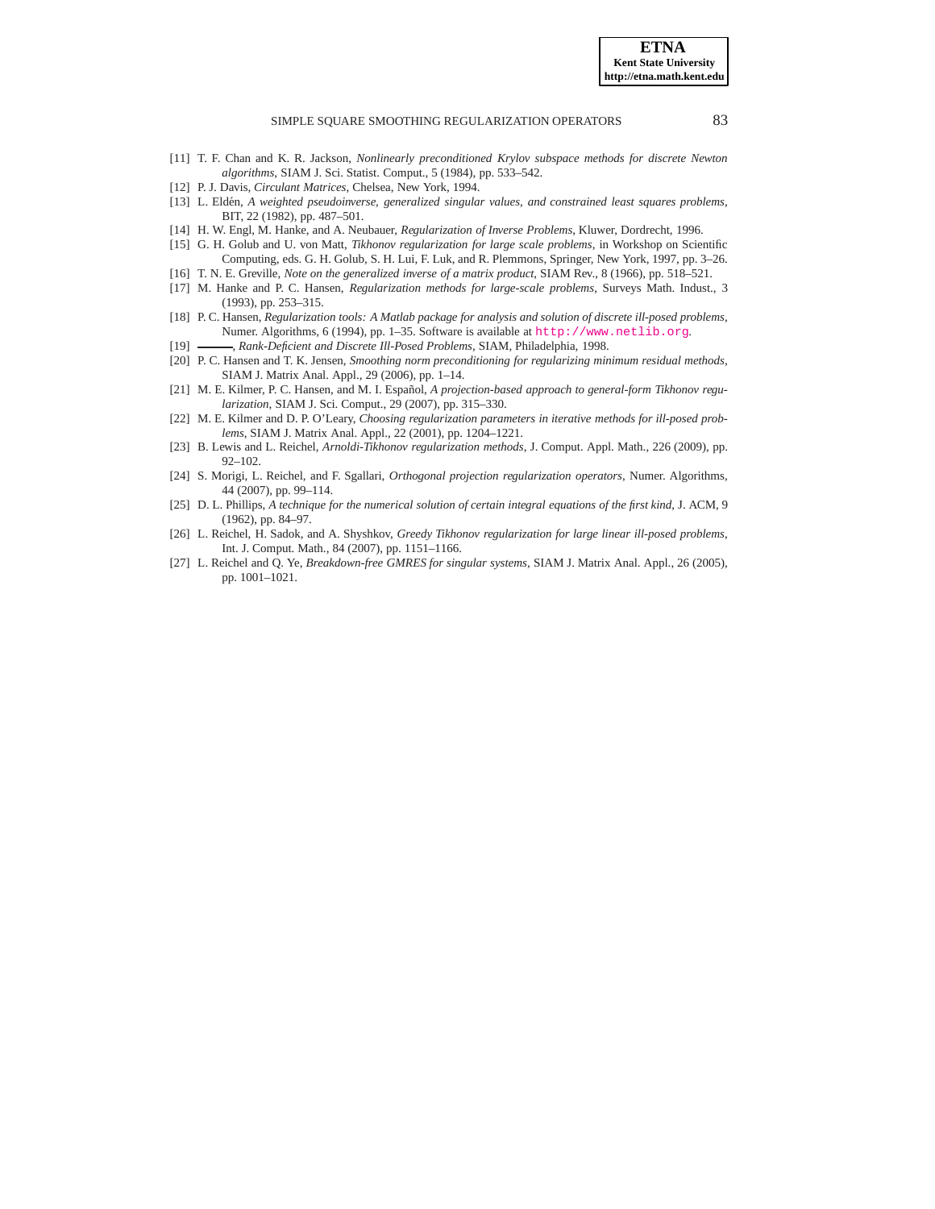[11] T. F. Chan and K. R. Jackson, *Nonlinearly preconditioned Krylov subspace methods for discrete Newton algorithms*, SIAM J. Sci. Statist. Comput., 5 (1984), pp. 533–542.

[12] P. J. Davis, *Circulant Matrices*, Chelsea, New York, 1994.

[13] L. Eldén, *A weighted pseudoinverse, generalized singular values, and constrained least squares problems*, BIT, 22 (1982), pp. 487–501.

[14] H. W. Engl, M. Hanke, and A. Neubauer, *Regularization of Inverse Problems*, Kluwer, Dordrecht, 1996.

[15] G. H. Golub and U. von Matt, *Tikhonov regularization for large scale problems*, in Workshop on Scientific Computing, eds. G. H. Golub, S. H. Lui, F. Luk, and R. Plemmons, Springer, New York, 1997, pp. 3–26.

[16] T. N. E. Greville, *Note on the generalized inverse of a matrix product*, SIAM Rev., 8 (1966), pp. 518–521.

[17] M. Hanke and P. C. Hansen, *Regularization methods for large-scale problems*, Surveys Math. Indust., 3 (1993), pp. 253–315.

[18] P. C. Hansen, *Regularization tools: A Matlab package for analysis and solution of discrete ill-posed problems*, Numer. Algorithms, 6 (1994), pp. 1–35. Software is available at http://www.netlib.org.

[19] ———, *Rank-Deficient and Discrete Ill-Posed Problems*, SIAM, Philadelphia, 1998.

[20] P. C. Hansen and T. K. Jensen, *Smoothing norm preconditioning for regularizing minimum residual methods*, SIAM J. Matrix Anal. Appl., 29 (2006), pp. 1–14.

[21] M. E. Kilmer, P. C. Hansen, and M. I. Español, *A projection-based approach to general-form Tikhonov regularization*, SIAM J. Sci. Comput., 29 (2007), pp. 315–330.

[22] M. E. Kilmer and D. P. O'Leary, *Choosing regularization parameters in iterative methods for ill-posed problems*, SIAM J. Matrix Anal. Appl., 22 (2001), pp. 1204–1221.

[23] B. Lewis and L. Reichel, *Arnoldi-Tikhonov regularization methods*, J. Comput. Appl. Math., 226 (2009), pp. 92–102.

[24] S. Morigi, L. Reichel, and F. Sgallari, *Orthogonal projection regularization operators*, Numer. Algorithms, 44 (2007), pp. 99–114.

[25] D. L. Phillips, *A technique for the numerical solution of certain integral equations of the first kind*, J. ACM, 9 (1962), pp. 84–97.

[26] L. Reichel, H. Sadok, and A. Shyshkov, *Greedy Tikhonov regularization for large linear ill-posed problems*, Int. J. Comput. Math., 84 (2007), pp. 1151–1166.

[27] L. Reichel and Q. Ye, *Breakdown-free GMRES for singular systems*, SIAM J. Matrix Anal. Appl., 26 (2005), pp. 1001–1021.